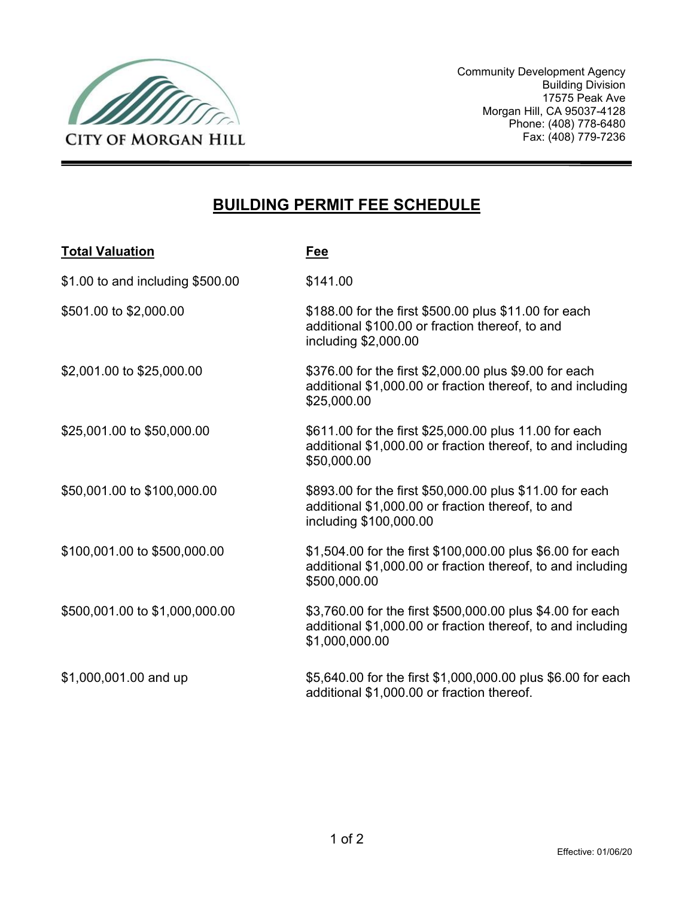CITY OF MORGAN HILL

Community Development Agency
Building Division
17575 Peak Ave
Morgan Hill, CA 95037-4128
Phone: (408) 778-6480
Fax: (408) 779-7236

# BUILDING PERMIT FEE SCHEDULE

| Total Valuation | Fee |
|---|---|
| $1.00 to and including $500.00 | $141.00 |
| $501.00 to $2,000.00 | $188.00 for the first $500.00 plus $11.00 for each additional $100.00 or fraction thereof, to and including $2,000.00 |
| $2,001.00 to $25,000.00 | $376.00 for the first $2,000.00 plus $9.00 for each additional $1,000.00 or fraction thereof, to and including $25,000.00 |
| $25,001.00 to $50,000.00 | $611.00 for the first $25,000.00 plus 11.00 for each additional $1,000.00 or fraction thereof, to and including $50,000.00 |
| $50,001.00 to $100,000.00 | $893.00 for the first $50,000.00 plus $11.00 for each additional $1,000.00 or fraction thereof, to and including $100,000.00 |
| $100,001.00 to $500,000.00 | $1,504.00 for the first $100,000.00 plus $6.00 for each additional $1,000.00 or fraction thereof, to and including $500,000.00 |
| $500,001.00 to $1,000,000.00 | $3,760.00 for the first $500,000.00 plus $4.00 for each additional $1,000.00 or fraction thereof, to and including $1,000,000.00 |
| $1,000,001.00 and up | $5,640.00 for the first $1,000,000.00 plus $6.00 for each additional $1,000.00 or fraction thereof. |

Effective: 01/06/20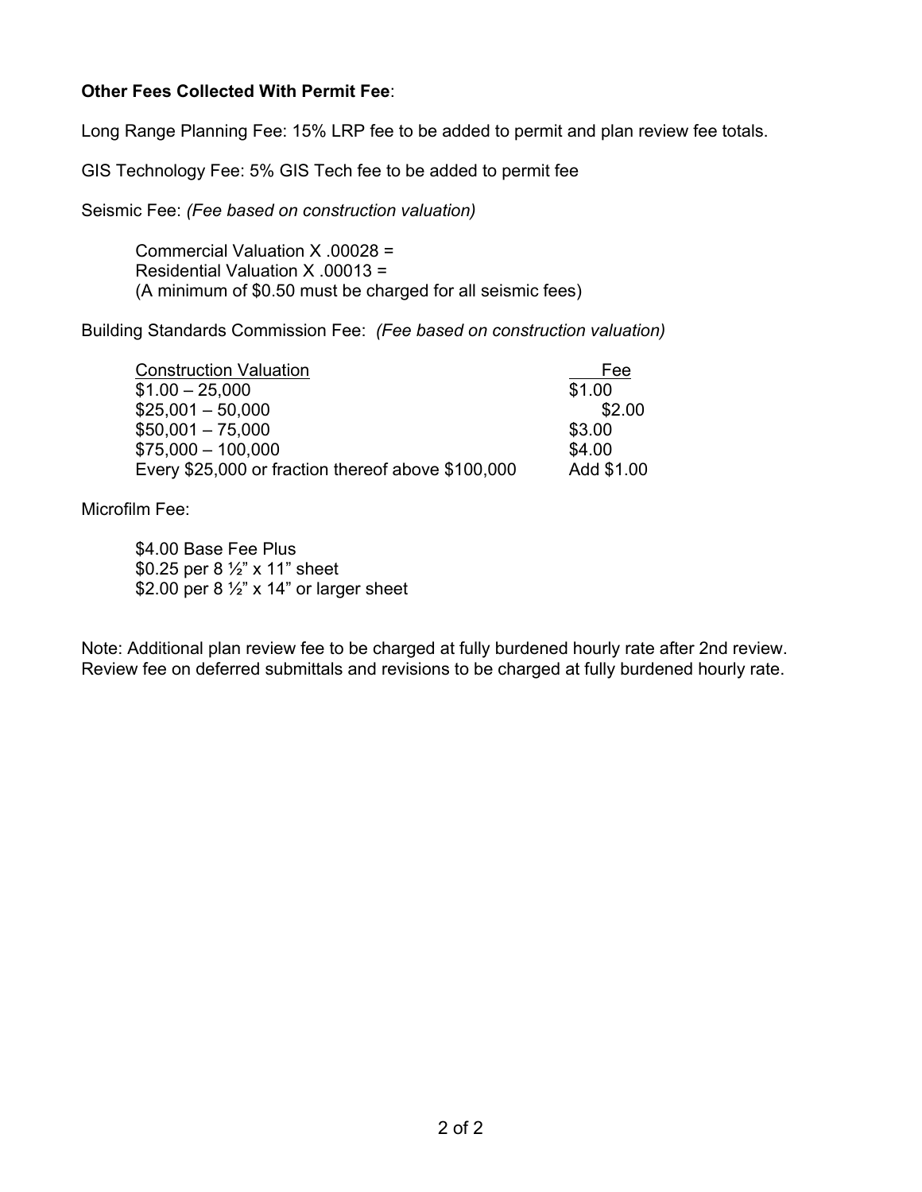**Other Fees Collected With Permit Fee**:

Long Range Planning Fee: 15% LRP fee to be added to permit and plan review fee totals.

GIS Technology Fee: 5% GIS Tech fee to be added to permit fee

Seismic Fee: *(Fee based on construction valuation)*

> Commercial Valuation X .00028 =
> Residential Valuation X .00013 =
> (A minimum of $0.50 must be charged for all seismic fees)

Building Standards Commission Fee: *(Fee based on construction valuation)*

| Construction Valuation | Fee |
|---|---|
| $1.00 – 25,000 | $1.00 |
| $25,001 – 50,000 | $2.00 |
| $50,001 – 75,000 | $3.00 |
| $75,000 – 100,000 | $4.00 |
| Every $25,000 or fraction thereof above $100,000 | Add $1.00 |

Microfilm Fee:

> $4.00 Base Fee Plus
> $0.25 per 8 ½" x 11" sheet
> $2.00 per 8 ½" x 14" or larger sheet

Note: Additional plan review fee to be charged at fully burdened hourly rate after 2nd review. Review fee on deferred submittals and revisions to be charged at fully burdened hourly rate.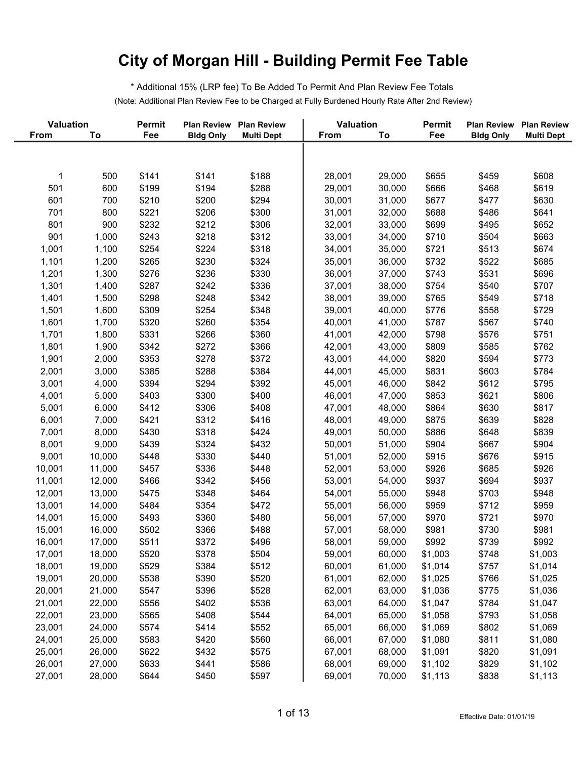# City of Morgan Hill - Building Permit Fee Table

* Additional 15% (LRP fee) To Be Added To Permit And Plan Review Fee Totals

(Note: Additional Plan Review Fee to be Charged at Fully Burdened Hourly Rate After 2nd Review)

| Valuation From | Valuation To | Permit Fee | Plan Review Bldg Only | Plan Review Multi Dept |
|---|---|---|---|---|
| 1 | 500 | $141 | $141 | $188 |
| 501 | 600 | $199 | $194 | $288 |
| 601 | 700 | $210 | $200 | $294 |
| 701 | 800 | $221 | $206 | $300 |
| 801 | 900 | $232 | $212 | $306 |
| 901 | 1,000 | $243 | $218 | $312 |
| 1,001 | 1,100 | $254 | $224 | $318 |
| 1,101 | 1,200 | $265 | $230 | $324 |
| 1,201 | 1,300 | $276 | $236 | $330 |
| 1,301 | 1,400 | $287 | $242 | $336 |
| 1,401 | 1,500 | $298 | $248 | $342 |
| 1,501 | 1,600 | $309 | $254 | $348 |
| 1,601 | 1,700 | $320 | $260 | $354 |
| 1,701 | 1,800 | $331 | $266 | $360 |
| 1,801 | 1,900 | $342 | $272 | $366 |
| 1,901 | 2,000 | $353 | $278 | $372 |
| 2,001 | 3,000 | $385 | $288 | $384 |
| 3,001 | 4,000 | $394 | $294 | $392 |
| 4,001 | 5,000 | $403 | $300 | $400 |
| 5,001 | 6,000 | $412 | $306 | $408 |
| 6,001 | 7,000 | $421 | $312 | $416 |
| 7,001 | 8,000 | $430 | $318 | $424 |
| 8,001 | 9,000 | $439 | $324 | $432 |
| 9,001 | 10,000 | $448 | $330 | $440 |
| 10,001 | 11,000 | $457 | $336 | $448 |
| 11,001 | 12,000 | $466 | $342 | $456 |
| 12,001 | 13,000 | $475 | $348 | $464 |
| 13,001 | 14,000 | $484 | $354 | $472 |
| 14,001 | 15,000 | $493 | $360 | $480 |
| 15,001 | 16,000 | $502 | $366 | $488 |
| 16,001 | 17,000 | $511 | $372 | $496 |
| 17,001 | 18,000 | $520 | $378 | $504 |
| 18,001 | 19,000 | $529 | $384 | $512 |
| 19,001 | 20,000 | $538 | $390 | $520 |
| 20,001 | 21,000 | $547 | $396 | $528 |
| 21,001 | 22,000 | $556 | $402 | $536 |
| 22,001 | 23,000 | $565 | $408 | $544 |
| 23,001 | 24,000 | $574 | $414 | $552 |
| 24,001 | 25,000 | $583 | $420 | $560 |
| 25,001 | 26,000 | $622 | $432 | $575 |
| 26,001 | 27,000 | $633 | $441 | $586 |
| 27,001 | 28,000 | $644 | $450 | $597 |
| 28,001 | 29,000 | $655 | $459 | $608 |
| 29,001 | 30,000 | $666 | $468 | $619 |
| 30,001 | 31,000 | $677 | $477 | $630 |
| 31,001 | 32,000 | $688 | $486 | $641 |
| 32,001 | 33,000 | $699 | $495 | $652 |
| 33,001 | 34,000 | $710 | $504 | $663 |
| 34,001 | 35,000 | $721 | $513 | $674 |
| 35,001 | 36,000 | $732 | $522 | $685 |
| 36,001 | 37,000 | $743 | $531 | $696 |
| 37,001 | 38,000 | $754 | $540 | $707 |
| 38,001 | 39,000 | $765 | $549 | $718 |
| 39,001 | 40,000 | $776 | $558 | $729 |
| 40,001 | 41,000 | $787 | $567 | $740 |
| 41,001 | 42,000 | $798 | $576 | $751 |
| 42,001 | 43,000 | $809 | $585 | $762 |
| 43,001 | 44,000 | $820 | $594 | $773 |
| 44,001 | 45,000 | $831 | $603 | $784 |
| 45,001 | 46,000 | $842 | $612 | $795 |
| 46,001 | 47,000 | $853 | $621 | $806 |
| 47,001 | 48,000 | $864 | $630 | $817 |
| 48,001 | 49,000 | $875 | $639 | $828 |
| 49,001 | 50,000 | $886 | $648 | $839 |
| 50,001 | 51,000 | $904 | $667 | $904 |
| 51,001 | 52,000 | $915 | $676 | $915 |
| 52,001 | 53,000 | $926 | $685 | $926 |
| 53,001 | 54,000 | $937 | $694 | $937 |
| 54,001 | 55,000 | $948 | $703 | $948 |
| 55,001 | 56,000 | $959 | $712 | $959 |
| 56,001 | 57,000 | $970 | $721 | $970 |
| 57,001 | 58,000 | $981 | $730 | $981 |
| 58,001 | 59,000 | $992 | $739 | $992 |
| 59,001 | 60,000 | $1,003 | $748 | $1,003 |
| 60,001 | 61,000 | $1,014 | $757 | $1,014 |
| 61,001 | 62,000 | $1,025 | $766 | $1,025 |
| 62,001 | 63,000 | $1,036 | $775 | $1,036 |
| 63,001 | 64,000 | $1,047 | $784 | $1,047 |
| 64,001 | 65,000 | $1,058 | $793 | $1,058 |
| 65,001 | 66,000 | $1,069 | $802 | $1,069 |
| 66,001 | 67,000 | $1,080 | $811 | $1,080 |
| 67,001 | 68,000 | $1,091 | $820 | $1,091 |
| 68,001 | 69,000 | $1,102 | $829 | $1,102 |
| 69,001 | 70,000 | $1,113 | $838 | $1,113 |

Effective Date: 01/01/19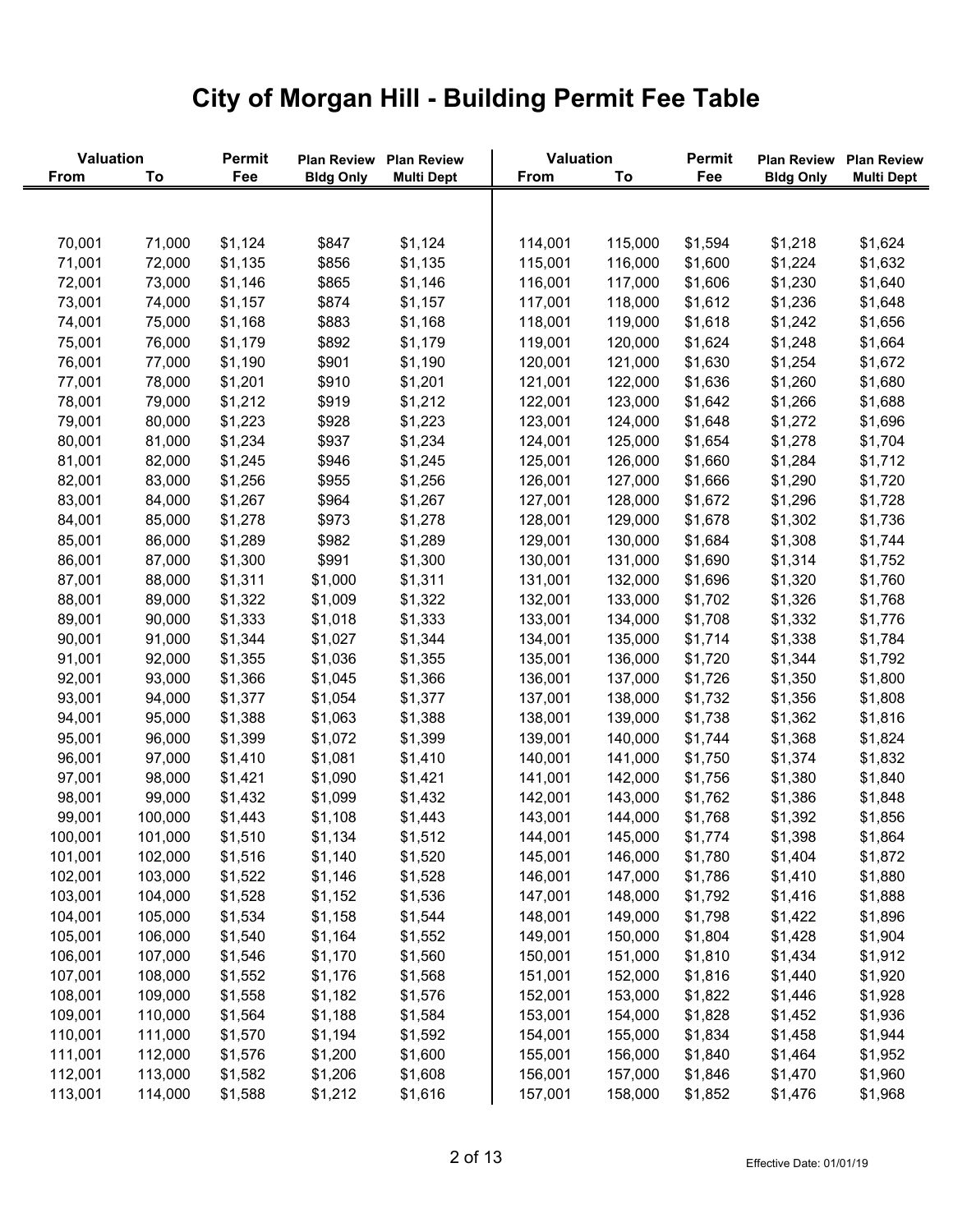# City of Morgan Hill - Building Permit Fee Table

| Valuation From | Valuation To | Permit Fee | Plan Review Bldg Only | Plan Review Multi Dept |
|---|---|---|---|---|
| 70,001 | 71,000 | $1,124 | $847 | $1,124 |
| 71,001 | 72,000 | $1,135 | $856 | $1,135 |
| 72,001 | 73,000 | $1,146 | $865 | $1,146 |
| 73,001 | 74,000 | $1,157 | $874 | $1,157 |
| 74,001 | 75,000 | $1,168 | $883 | $1,168 |
| 75,001 | 76,000 | $1,179 | $892 | $1,179 |
| 76,001 | 77,000 | $1,190 | $901 | $1,190 |
| 77,001 | 78,000 | $1,201 | $910 | $1,201 |
| 78,001 | 79,000 | $1,212 | $919 | $1,212 |
| 79,001 | 80,000 | $1,223 | $928 | $1,223 |
| 80,001 | 81,000 | $1,234 | $937 | $1,234 |
| 81,001 | 82,000 | $1,245 | $946 | $1,245 |
| 82,001 | 83,000 | $1,256 | $955 | $1,256 |
| 83,001 | 84,000 | $1,267 | $964 | $1,267 |
| 84,001 | 85,000 | $1,278 | $973 | $1,278 |
| 85,001 | 86,000 | $1,289 | $982 | $1,289 |
| 86,001 | 87,000 | $1,300 | $991 | $1,300 |
| 87,001 | 88,000 | $1,311 | $1,000 | $1,311 |
| 88,001 | 89,000 | $1,322 | $1,009 | $1,322 |
| 89,001 | 90,000 | $1,333 | $1,018 | $1,333 |
| 90,001 | 91,000 | $1,344 | $1,027 | $1,344 |
| 91,001 | 92,000 | $1,355 | $1,036 | $1,355 |
| 92,001 | 93,000 | $1,366 | $1,045 | $1,366 |
| 93,001 | 94,000 | $1,377 | $1,054 | $1,377 |
| 94,001 | 95,000 | $1,388 | $1,063 | $1,388 |
| 95,001 | 96,000 | $1,399 | $1,072 | $1,399 |
| 96,001 | 97,000 | $1,410 | $1,081 | $1,410 |
| 97,001 | 98,000 | $1,421 | $1,090 | $1,421 |
| 98,001 | 99,000 | $1,432 | $1,099 | $1,432 |
| 99,001 | 100,000 | $1,443 | $1,108 | $1,443 |
| 100,001 | 101,000 | $1,510 | $1,134 | $1,512 |
| 101,001 | 102,000 | $1,516 | $1,140 | $1,520 |
| 102,001 | 103,000 | $1,522 | $1,146 | $1,528 |
| 103,001 | 104,000 | $1,528 | $1,152 | $1,536 |
| 104,001 | 105,000 | $1,534 | $1,158 | $1,544 |
| 105,001 | 106,000 | $1,540 | $1,164 | $1,552 |
| 106,001 | 107,000 | $1,546 | $1,170 | $1,560 |
| 107,001 | 108,000 | $1,552 | $1,176 | $1,568 |
| 108,001 | 109,000 | $1,558 | $1,182 | $1,576 |
| 109,001 | 110,000 | $1,564 | $1,188 | $1,584 |
| 110,001 | 111,000 | $1,570 | $1,194 | $1,592 |
| 111,001 | 112,000 | $1,576 | $1,200 | $1,600 |
| 112,001 | 113,000 | $1,582 | $1,206 | $1,608 |
| 113,001 | 114,000 | $1,588 | $1,212 | $1,616 |
| 114,001 | 115,000 | $1,594 | $1,218 | $1,624 |
| 115,001 | 116,000 | $1,600 | $1,224 | $1,632 |
| 116,001 | 117,000 | $1,606 | $1,230 | $1,640 |
| 117,001 | 118,000 | $1,612 | $1,236 | $1,648 |
| 118,001 | 119,000 | $1,618 | $1,242 | $1,656 |
| 119,001 | 120,000 | $1,624 | $1,248 | $1,664 |
| 120,001 | 121,000 | $1,630 | $1,254 | $1,672 |
| 121,001 | 122,000 | $1,636 | $1,260 | $1,680 |
| 122,001 | 123,000 | $1,642 | $1,266 | $1,688 |
| 123,001 | 124,000 | $1,648 | $1,272 | $1,696 |
| 124,001 | 125,000 | $1,654 | $1,278 | $1,704 |
| 125,001 | 126,000 | $1,660 | $1,284 | $1,712 |
| 126,001 | 127,000 | $1,666 | $1,290 | $1,720 |
| 127,001 | 128,000 | $1,672 | $1,296 | $1,728 |
| 128,001 | 129,000 | $1,678 | $1,302 | $1,736 |
| 129,001 | 130,000 | $1,684 | $1,308 | $1,744 |
| 130,001 | 131,000 | $1,690 | $1,314 | $1,752 |
| 131,001 | 132,000 | $1,696 | $1,320 | $1,760 |
| 132,001 | 133,000 | $1,702 | $1,326 | $1,768 |
| 133,001 | 134,000 | $1,708 | $1,332 | $1,776 |
| 134,001 | 135,000 | $1,714 | $1,338 | $1,784 |
| 135,001 | 136,000 | $1,720 | $1,344 | $1,792 |
| 136,001 | 137,000 | $1,726 | $1,350 | $1,800 |
| 137,001 | 138,000 | $1,732 | $1,356 | $1,808 |
| 138,001 | 139,000 | $1,738 | $1,362 | $1,816 |
| 139,001 | 140,000 | $1,744 | $1,368 | $1,824 |
| 140,001 | 141,000 | $1,750 | $1,374 | $1,832 |
| 141,001 | 142,000 | $1,756 | $1,380 | $1,840 |
| 142,001 | 143,000 | $1,762 | $1,386 | $1,848 |
| 143,001 | 144,000 | $1,768 | $1,392 | $1,856 |
| 144,001 | 145,000 | $1,774 | $1,398 | $1,864 |
| 145,001 | 146,000 | $1,780 | $1,404 | $1,872 |
| 146,001 | 147,000 | $1,786 | $1,410 | $1,880 |
| 147,001 | 148,000 | $1,792 | $1,416 | $1,888 |
| 148,001 | 149,000 | $1,798 | $1,422 | $1,896 |
| 149,001 | 150,000 | $1,804 | $1,428 | $1,904 |
| 150,001 | 151,000 | $1,810 | $1,434 | $1,912 |
| 151,001 | 152,000 | $1,816 | $1,440 | $1,920 |
| 152,001 | 153,000 | $1,822 | $1,446 | $1,928 |
| 153,001 | 154,000 | $1,828 | $1,452 | $1,936 |
| 154,001 | 155,000 | $1,834 | $1,458 | $1,944 |
| 155,001 | 156,000 | $1,840 | $1,464 | $1,952 |
| 156,001 | 157,000 | $1,846 | $1,470 | $1,960 |
| 157,001 | 158,000 | $1,852 | $1,476 | $1,968 |

Effective Date: 01/01/19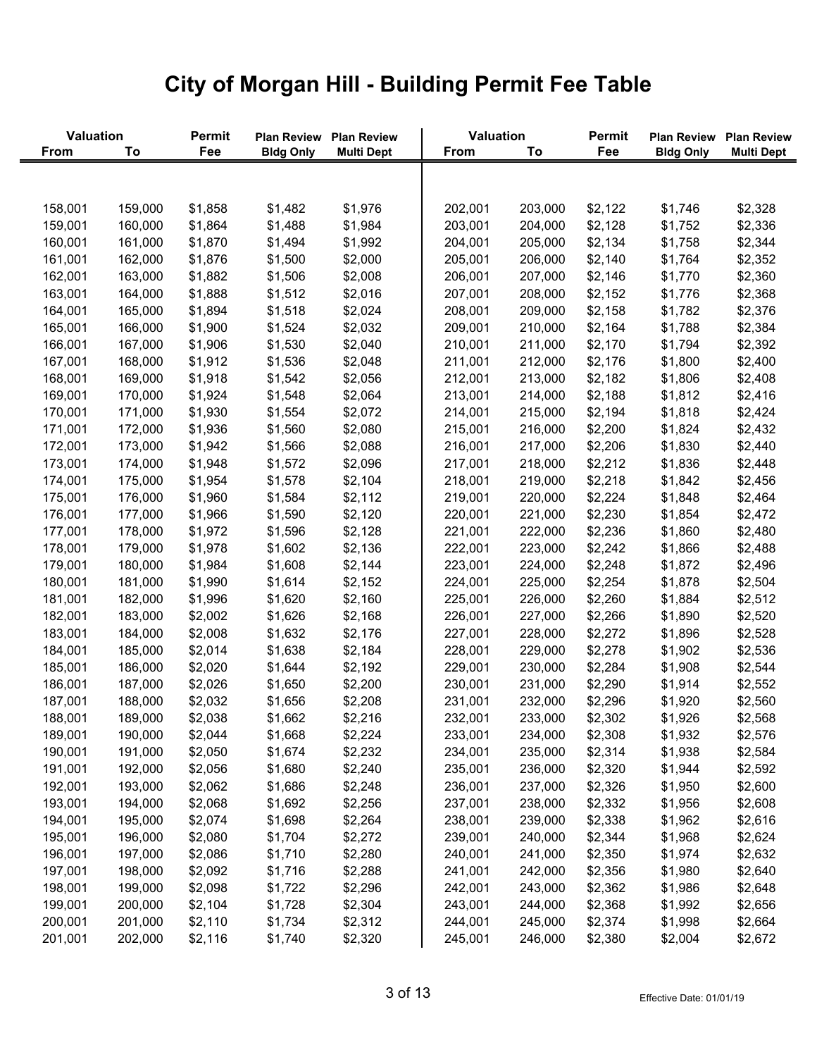# City of Morgan Hill - Building Permit Fee Table

| Valuation From | Valuation To | Permit Fee | Plan Review Bldg Only | Plan Review Multi Dept | Valuation From | Valuation To | Permit Fee | Plan Review Bldg Only | Plan Review Multi Dept |
|---|---|---|---|---|---|---|---|---|---|
| 158,001 | 159,000 | $1,858 | $1,482 | $1,976 | 202,001 | 203,000 | $2,122 | $1,746 | $2,328 |
| 159,001 | 160,000 | $1,864 | $1,488 | $1,984 | 203,001 | 204,000 | $2,128 | $1,752 | $2,336 |
| 160,001 | 161,000 | $1,870 | $1,494 | $1,992 | 204,001 | 205,000 | $2,134 | $1,758 | $2,344 |
| 161,001 | 162,000 | $1,876 | $1,500 | $2,000 | 205,001 | 206,000 | $2,140 | $1,764 | $2,352 |
| 162,001 | 163,000 | $1,882 | $1,506 | $2,008 | 206,001 | 207,000 | $2,146 | $1,770 | $2,360 |
| 163,001 | 164,000 | $1,888 | $1,512 | $2,016 | 207,001 | 208,000 | $2,152 | $1,776 | $2,368 |
| 164,001 | 165,000 | $1,894 | $1,518 | $2,024 | 208,001 | 209,000 | $2,158 | $1,782 | $2,376 |
| 165,001 | 166,000 | $1,900 | $1,524 | $2,032 | 209,001 | 210,000 | $2,164 | $1,788 | $2,384 |
| 166,001 | 167,000 | $1,906 | $1,530 | $2,040 | 210,001 | 211,000 | $2,170 | $1,794 | $2,392 |
| 167,001 | 168,000 | $1,912 | $1,536 | $2,048 | 211,001 | 212,000 | $2,176 | $1,800 | $2,400 |
| 168,001 | 169,000 | $1,918 | $1,542 | $2,056 | 212,001 | 213,000 | $2,182 | $1,806 | $2,408 |
| 169,001 | 170,000 | $1,924 | $1,548 | $2,064 | 213,001 | 214,000 | $2,188 | $1,812 | $2,416 |
| 170,001 | 171,000 | $1,930 | $1,554 | $2,072 | 214,001 | 215,000 | $2,194 | $1,818 | $2,424 |
| 171,001 | 172,000 | $1,936 | $1,560 | $2,080 | 215,001 | 216,000 | $2,200 | $1,824 | $2,432 |
| 172,001 | 173,000 | $1,942 | $1,566 | $2,088 | 216,001 | 217,000 | $2,206 | $1,830 | $2,440 |
| 173,001 | 174,000 | $1,948 | $1,572 | $2,096 | 217,001 | 218,000 | $2,212 | $1,836 | $2,448 |
| 174,001 | 175,000 | $1,954 | $1,578 | $2,104 | 218,001 | 219,000 | $2,218 | $1,842 | $2,456 |
| 175,001 | 176,000 | $1,960 | $1,584 | $2,112 | 219,001 | 220,000 | $2,224 | $1,848 | $2,464 |
| 176,001 | 177,000 | $1,966 | $1,590 | $2,120 | 220,001 | 221,000 | $2,230 | $1,854 | $2,472 |
| 177,001 | 178,000 | $1,972 | $1,596 | $2,128 | 221,001 | 222,000 | $2,236 | $1,860 | $2,480 |
| 178,001 | 179,000 | $1,978 | $1,602 | $2,136 | 222,001 | 223,000 | $2,242 | $1,866 | $2,488 |
| 179,001 | 180,000 | $1,984 | $1,608 | $2,144 | 223,001 | 224,000 | $2,248 | $1,872 | $2,496 |
| 180,001 | 181,000 | $1,990 | $1,614 | $2,152 | 224,001 | 225,000 | $2,254 | $1,878 | $2,504 |
| 181,001 | 182,000 | $1,996 | $1,620 | $2,160 | 225,001 | 226,000 | $2,260 | $1,884 | $2,512 |
| 182,001 | 183,000 | $2,002 | $1,626 | $2,168 | 226,001 | 227,000 | $2,266 | $1,890 | $2,520 |
| 183,001 | 184,000 | $2,008 | $1,632 | $2,176 | 227,001 | 228,000 | $2,272 | $1,896 | $2,528 |
| 184,001 | 185,000 | $2,014 | $1,638 | $2,184 | 228,001 | 229,000 | $2,278 | $1,902 | $2,536 |
| 185,001 | 186,000 | $2,020 | $1,644 | $2,192 | 229,001 | 230,000 | $2,284 | $1,908 | $2,544 |
| 186,001 | 187,000 | $2,026 | $1,650 | $2,200 | 230,001 | 231,000 | $2,290 | $1,914 | $2,552 |
| 187,001 | 188,000 | $2,032 | $1,656 | $2,208 | 231,001 | 232,000 | $2,296 | $1,920 | $2,560 |
| 188,001 | 189,000 | $2,038 | $1,662 | $2,216 | 232,001 | 233,000 | $2,302 | $1,926 | $2,568 |
| 189,001 | 190,000 | $2,044 | $1,668 | $2,224 | 233,001 | 234,000 | $2,308 | $1,932 | $2,576 |
| 190,001 | 191,000 | $2,050 | $1,674 | $2,232 | 234,001 | 235,000 | $2,314 | $1,938 | $2,584 |
| 191,001 | 192,000 | $2,056 | $1,680 | $2,240 | 235,001 | 236,000 | $2,320 | $1,944 | $2,592 |
| 192,001 | 193,000 | $2,062 | $1,686 | $2,248 | 236,001 | 237,000 | $2,326 | $1,950 | $2,600 |
| 193,001 | 194,000 | $2,068 | $1,692 | $2,256 | 237,001 | 238,000 | $2,332 | $1,956 | $2,608 |
| 194,001 | 195,000 | $2,074 | $1,698 | $2,264 | 238,001 | 239,000 | $2,338 | $1,962 | $2,616 |
| 195,001 | 196,000 | $2,080 | $1,704 | $2,272 | 239,001 | 240,000 | $2,344 | $1,968 | $2,624 |
| 196,001 | 197,000 | $2,086 | $1,710 | $2,280 | 240,001 | 241,000 | $2,350 | $1,974 | $2,632 |
| 197,001 | 198,000 | $2,092 | $1,716 | $2,288 | 241,001 | 242,000 | $2,356 | $1,980 | $2,640 |
| 198,001 | 199,000 | $2,098 | $1,722 | $2,296 | 242,001 | 243,000 | $2,362 | $1,986 | $2,648 |
| 199,001 | 200,000 | $2,104 | $1,728 | $2,304 | 243,001 | 244,000 | $2,368 | $1,992 | $2,656 |
| 200,001 | 201,000 | $2,110 | $1,734 | $2,312 | 244,001 | 245,000 | $2,374 | $1,998 | $2,664 |
| 201,001 | 202,000 | $2,116 | $1,740 | $2,320 | 245,001 | 246,000 | $2,380 | $2,004 | $2,672 |

Effective Date: 01/01/19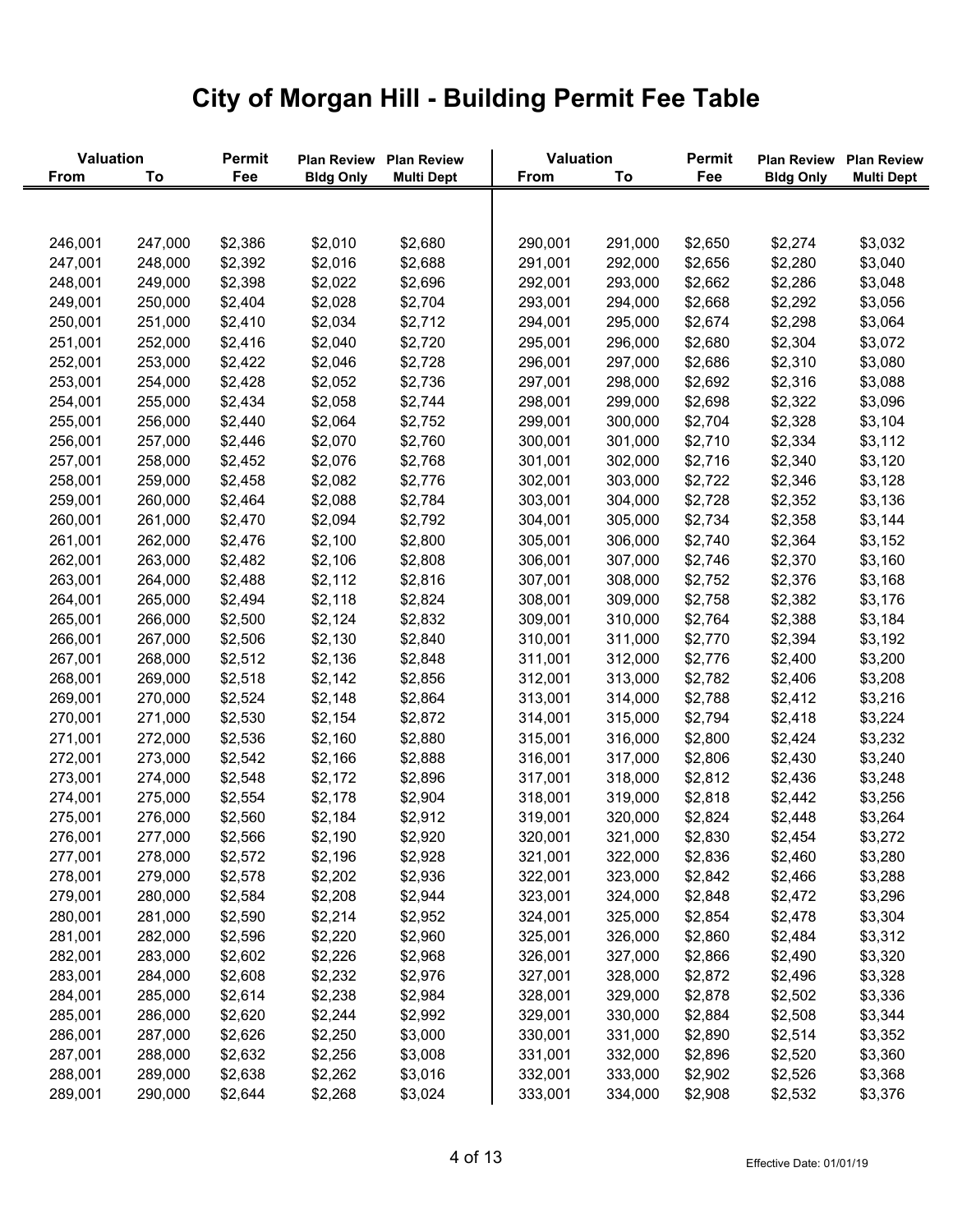# City of Morgan Hill - Building Permit Fee Table

| Valuation From | Valuation To | Permit Fee | Plan Review Bldg Only | Plan Review Multi Dept | Valuation From | Valuation To | Permit Fee | Plan Review Bldg Only | Plan Review Multi Dept |
|---|---|---|---|---|---|---|---|---|---|
| 246,001 | 247,000 | $2,386 | $2,010 | $2,680 | 290,001 | 291,000 | $2,650 | $2,274 | $3,032 |
| 247,001 | 248,000 | $2,392 | $2,016 | $2,688 | 291,001 | 292,000 | $2,656 | $2,280 | $3,040 |
| 248,001 | 249,000 | $2,398 | $2,022 | $2,696 | 292,001 | 293,000 | $2,662 | $2,286 | $3,048 |
| 249,001 | 250,000 | $2,404 | $2,028 | $2,704 | 293,001 | 294,000 | $2,668 | $2,292 | $3,056 |
| 250,001 | 251,000 | $2,410 | $2,034 | $2,712 | 294,001 | 295,000 | $2,674 | $2,298 | $3,064 |
| 251,001 | 252,000 | $2,416 | $2,040 | $2,720 | 295,001 | 296,000 | $2,680 | $2,304 | $3,072 |
| 252,001 | 253,000 | $2,422 | $2,046 | $2,728 | 296,001 | 297,000 | $2,686 | $2,310 | $3,080 |
| 253,001 | 254,000 | $2,428 | $2,052 | $2,736 | 297,001 | 298,000 | $2,692 | $2,316 | $3,088 |
| 254,001 | 255,000 | $2,434 | $2,058 | $2,744 | 298,001 | 299,000 | $2,698 | $2,322 | $3,096 |
| 255,001 | 256,000 | $2,440 | $2,064 | $2,752 | 299,001 | 300,000 | $2,704 | $2,328 | $3,104 |
| 256,001 | 257,000 | $2,446 | $2,070 | $2,760 | 300,001 | 301,000 | $2,710 | $2,334 | $3,112 |
| 257,001 | 258,000 | $2,452 | $2,076 | $2,768 | 301,001 | 302,000 | $2,716 | $2,340 | $3,120 |
| 258,001 | 259,000 | $2,458 | $2,082 | $2,776 | 302,001 | 303,000 | $2,722 | $2,346 | $3,128 |
| 259,001 | 260,000 | $2,464 | $2,088 | $2,784 | 303,001 | 304,000 | $2,728 | $2,352 | $3,136 |
| 260,001 | 261,000 | $2,470 | $2,094 | $2,792 | 304,001 | 305,000 | $2,734 | $2,358 | $3,144 |
| 261,001 | 262,000 | $2,476 | $2,100 | $2,800 | 305,001 | 306,000 | $2,740 | $2,364 | $3,152 |
| 262,001 | 263,000 | $2,482 | $2,106 | $2,808 | 306,001 | 307,000 | $2,746 | $2,370 | $3,160 |
| 263,001 | 264,000 | $2,488 | $2,112 | $2,816 | 307,001 | 308,000 | $2,752 | $2,376 | $3,168 |
| 264,001 | 265,000 | $2,494 | $2,118 | $2,824 | 308,001 | 309,000 | $2,758 | $2,382 | $3,176 |
| 265,001 | 266,000 | $2,500 | $2,124 | $2,832 | 309,001 | 310,000 | $2,764 | $2,388 | $3,184 |
| 266,001 | 267,000 | $2,506 | $2,130 | $2,840 | 310,001 | 311,000 | $2,770 | $2,394 | $3,192 |
| 267,001 | 268,000 | $2,512 | $2,136 | $2,848 | 311,001 | 312,000 | $2,776 | $2,400 | $3,200 |
| 268,001 | 269,000 | $2,518 | $2,142 | $2,856 | 312,001 | 313,000 | $2,782 | $2,406 | $3,208 |
| 269,001 | 270,000 | $2,524 | $2,148 | $2,864 | 313,001 | 314,000 | $2,788 | $2,412 | $3,216 |
| 270,001 | 271,000 | $2,530 | $2,154 | $2,872 | 314,001 | 315,000 | $2,794 | $2,418 | $3,224 |
| 271,001 | 272,000 | $2,536 | $2,160 | $2,880 | 315,001 | 316,000 | $2,800 | $2,424 | $3,232 |
| 272,001 | 273,000 | $2,542 | $2,166 | $2,888 | 316,001 | 317,000 | $2,806 | $2,430 | $3,240 |
| 273,001 | 274,000 | $2,548 | $2,172 | $2,896 | 317,001 | 318,000 | $2,812 | $2,436 | $3,248 |
| 274,001 | 275,000 | $2,554 | $2,178 | $2,904 | 318,001 | 319,000 | $2,818 | $2,442 | $3,256 |
| 275,001 | 276,000 | $2,560 | $2,184 | $2,912 | 319,001 | 320,000 | $2,824 | $2,448 | $3,264 |
| 276,001 | 277,000 | $2,566 | $2,190 | $2,920 | 320,001 | 321,000 | $2,830 | $2,454 | $3,272 |
| 277,001 | 278,000 | $2,572 | $2,196 | $2,928 | 321,001 | 322,000 | $2,836 | $2,460 | $3,280 |
| 278,001 | 279,000 | $2,578 | $2,202 | $2,936 | 322,001 | 323,000 | $2,842 | $2,466 | $3,288 |
| 279,001 | 280,000 | $2,584 | $2,208 | $2,944 | 323,001 | 324,000 | $2,848 | $2,472 | $3,296 |
| 280,001 | 281,000 | $2,590 | $2,214 | $2,952 | 324,001 | 325,000 | $2,854 | $2,478 | $3,304 |
| 281,001 | 282,000 | $2,596 | $2,220 | $2,960 | 325,001 | 326,000 | $2,860 | $2,484 | $3,312 |
| 282,001 | 283,000 | $2,602 | $2,226 | $2,968 | 326,001 | 327,000 | $2,866 | $2,490 | $3,320 |
| 283,001 | 284,000 | $2,608 | $2,232 | $2,976 | 327,001 | 328,000 | $2,872 | $2,496 | $3,328 |
| 284,001 | 285,000 | $2,614 | $2,238 | $2,984 | 328,001 | 329,000 | $2,878 | $2,502 | $3,336 |
| 285,001 | 286,000 | $2,620 | $2,244 | $2,992 | 329,001 | 330,000 | $2,884 | $2,508 | $3,344 |
| 286,001 | 287,000 | $2,626 | $2,250 | $3,000 | 330,001 | 331,000 | $2,890 | $2,514 | $3,352 |
| 287,001 | 288,000 | $2,632 | $2,256 | $3,008 | 331,001 | 332,000 | $2,896 | $2,520 | $3,360 |
| 288,001 | 289,000 | $2,638 | $2,262 | $3,016 | 332,001 | 333,000 | $2,902 | $2,526 | $3,368 |
| 289,001 | 290,000 | $2,644 | $2,268 | $3,024 | 333,001 | 334,000 | $2,908 | $2,532 | $3,376 |

Effective Date: 01/01/19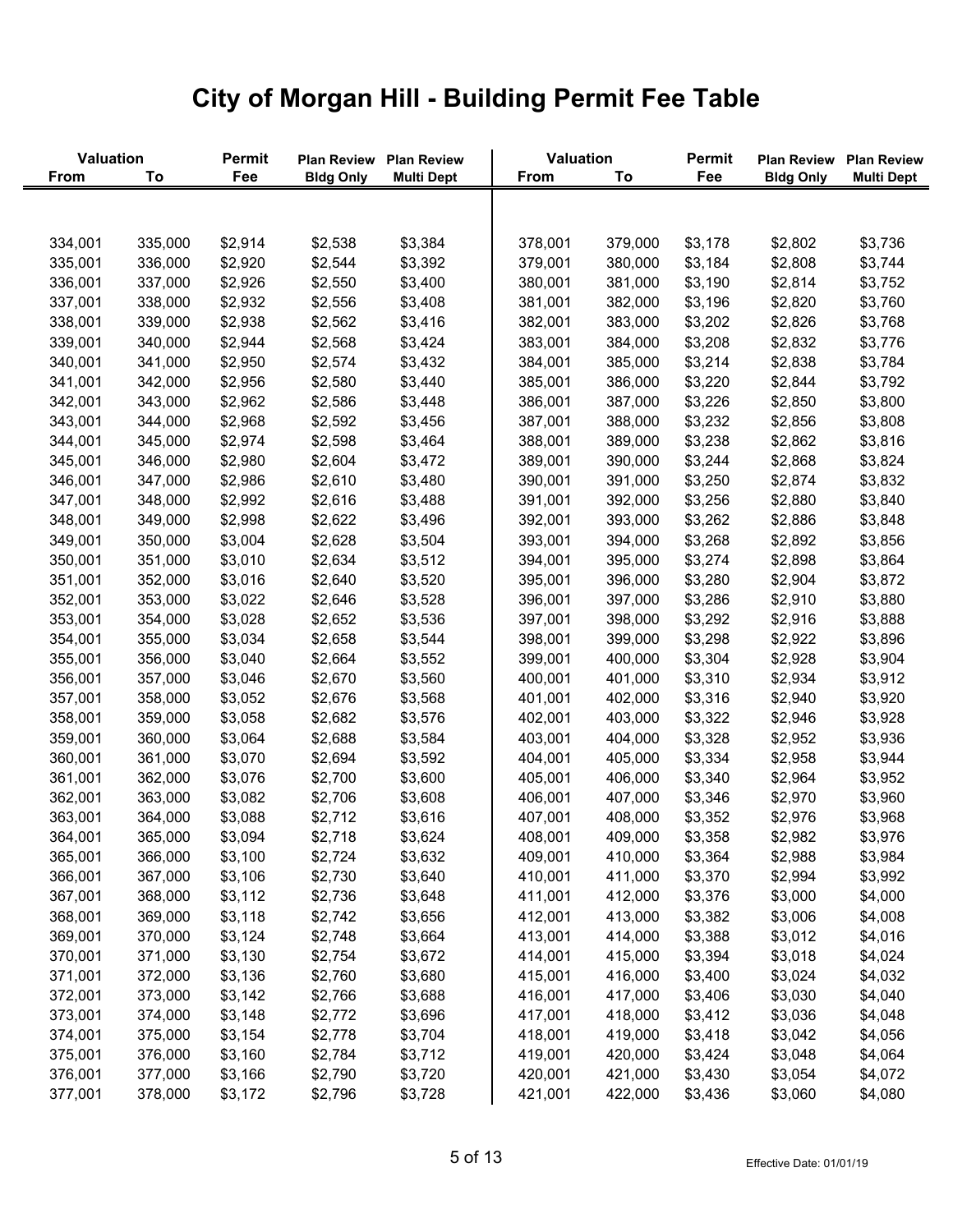# City of Morgan Hill - Building Permit Fee Table

| Valuation | | Permit | Plan Review | Plan Review | Valuation | | Permit | Plan Review | Plan Review |
|---|---|---|---|---|---|---|---|---|---|
| From | To | Fee | Bldg Only | Multi Dept | From | To | Fee | Bldg Only | Multi Dept |
| 334,001 | 335,000 | $2,914 | $2,538 | $3,384 | 378,001 | 379,000 | $3,178 | $2,802 | $3,736 |
| 335,001 | 336,000 | $2,920 | $2,544 | $3,392 | 379,001 | 380,000 | $3,184 | $2,808 | $3,744 |
| 336,001 | 337,000 | $2,926 | $2,550 | $3,400 | 380,001 | 381,000 | $3,190 | $2,814 | $3,752 |
| 337,001 | 338,000 | $2,932 | $2,556 | $3,408 | 381,001 | 382,000 | $3,196 | $2,820 | $3,760 |
| 338,001 | 339,000 | $2,938 | $2,562 | $3,416 | 382,001 | 383,000 | $3,202 | $2,826 | $3,768 |
| 339,001 | 340,000 | $2,944 | $2,568 | $3,424 | 383,001 | 384,000 | $3,208 | $2,832 | $3,776 |
| 340,001 | 341,000 | $2,950 | $2,574 | $3,432 | 384,001 | 385,000 | $3,214 | $2,838 | $3,784 |
| 341,001 | 342,000 | $2,956 | $2,580 | $3,440 | 385,001 | 386,000 | $3,220 | $2,844 | $3,792 |
| 342,001 | 343,000 | $2,962 | $2,586 | $3,448 | 386,001 | 387,000 | $3,226 | $2,850 | $3,800 |
| 343,001 | 344,000 | $2,968 | $2,592 | $3,456 | 387,001 | 388,000 | $3,232 | $2,856 | $3,808 |
| 344,001 | 345,000 | $2,974 | $2,598 | $3,464 | 388,001 | 389,000 | $3,238 | $2,862 | $3,816 |
| 345,001 | 346,000 | $2,980 | $2,604 | $3,472 | 389,001 | 390,000 | $3,244 | $2,868 | $3,824 |
| 346,001 | 347,000 | $2,986 | $2,610 | $3,480 | 390,001 | 391,000 | $3,250 | $2,874 | $3,832 |
| 347,001 | 348,000 | $2,992 | $2,616 | $3,488 | 391,001 | 392,000 | $3,256 | $2,880 | $3,840 |
| 348,001 | 349,000 | $2,998 | $2,622 | $3,496 | 392,001 | 393,000 | $3,262 | $2,886 | $3,848 |
| 349,001 | 350,000 | $3,004 | $2,628 | $3,504 | 393,001 | 394,000 | $3,268 | $2,892 | $3,856 |
| 350,001 | 351,000 | $3,010 | $2,634 | $3,512 | 394,001 | 395,000 | $3,274 | $2,898 | $3,864 |
| 351,001 | 352,000 | $3,016 | $2,640 | $3,520 | 395,001 | 396,000 | $3,280 | $2,904 | $3,872 |
| 352,001 | 353,000 | $3,022 | $2,646 | $3,528 | 396,001 | 397,000 | $3,286 | $2,910 | $3,880 |
| 353,001 | 354,000 | $3,028 | $2,652 | $3,536 | 397,001 | 398,000 | $3,292 | $2,916 | $3,888 |
| 354,001 | 355,000 | $3,034 | $2,658 | $3,544 | 398,001 | 399,000 | $3,298 | $2,922 | $3,896 |
| 355,001 | 356,000 | $3,040 | $2,664 | $3,552 | 399,001 | 400,000 | $3,304 | $2,928 | $3,904 |
| 356,001 | 357,000 | $3,046 | $2,670 | $3,560 | 400,001 | 401,000 | $3,310 | $2,934 | $3,912 |
| 357,001 | 358,000 | $3,052 | $2,676 | $3,568 | 401,001 | 402,000 | $3,316 | $2,940 | $3,920 |
| 358,001 | 359,000 | $3,058 | $2,682 | $3,576 | 402,001 | 403,000 | $3,322 | $2,946 | $3,928 |
| 359,001 | 360,000 | $3,064 | $2,688 | $3,584 | 403,001 | 404,000 | $3,328 | $2,952 | $3,936 |
| 360,001 | 361,000 | $3,070 | $2,694 | $3,592 | 404,001 | 405,000 | $3,334 | $2,958 | $3,944 |
| 361,001 | 362,000 | $3,076 | $2,700 | $3,600 | 405,001 | 406,000 | $3,340 | $2,964 | $3,952 |
| 362,001 | 363,000 | $3,082 | $2,706 | $3,608 | 406,001 | 407,000 | $3,346 | $2,970 | $3,960 |
| 363,001 | 364,000 | $3,088 | $2,712 | $3,616 | 407,001 | 408,000 | $3,352 | $2,976 | $3,968 |
| 364,001 | 365,000 | $3,094 | $2,718 | $3,624 | 408,001 | 409,000 | $3,358 | $2,982 | $3,976 |
| 365,001 | 366,000 | $3,100 | $2,724 | $3,632 | 409,001 | 410,000 | $3,364 | $2,988 | $3,984 |
| 366,001 | 367,000 | $3,106 | $2,730 | $3,640 | 410,001 | 411,000 | $3,370 | $2,994 | $3,992 |
| 367,001 | 368,000 | $3,112 | $2,736 | $3,648 | 411,001 | 412,000 | $3,376 | $3,000 | $4,000 |
| 368,001 | 369,000 | $3,118 | $2,742 | $3,656 | 412,001 | 413,000 | $3,382 | $3,006 | $4,008 |
| 369,001 | 370,000 | $3,124 | $2,748 | $3,664 | 413,001 | 414,000 | $3,388 | $3,012 | $4,016 |
| 370,001 | 371,000 | $3,130 | $2,754 | $3,672 | 414,001 | 415,000 | $3,394 | $3,018 | $4,024 |
| 371,001 | 372,000 | $3,136 | $2,760 | $3,680 | 415,001 | 416,000 | $3,400 | $3,024 | $4,032 |
| 372,001 | 373,000 | $3,142 | $2,766 | $3,688 | 416,001 | 417,000 | $3,406 | $3,030 | $4,040 |
| 373,001 | 374,000 | $3,148 | $2,772 | $3,696 | 417,001 | 418,000 | $3,412 | $3,036 | $4,048 |
| 374,001 | 375,000 | $3,154 | $2,778 | $3,704 | 418,001 | 419,000 | $3,418 | $3,042 | $4,056 |
| 375,001 | 376,000 | $3,160 | $2,784 | $3,712 | 419,001 | 420,000 | $3,424 | $3,048 | $4,064 |
| 376,001 | 377,000 | $3,166 | $2,790 | $3,720 | 420,001 | 421,000 | $3,430 | $3,054 | $4,072 |
| 377,001 | 378,000 | $3,172 | $2,796 | $3,728 | 421,001 | 422,000 | $3,436 | $3,060 | $4,080 |

Effective Date: 01/01/19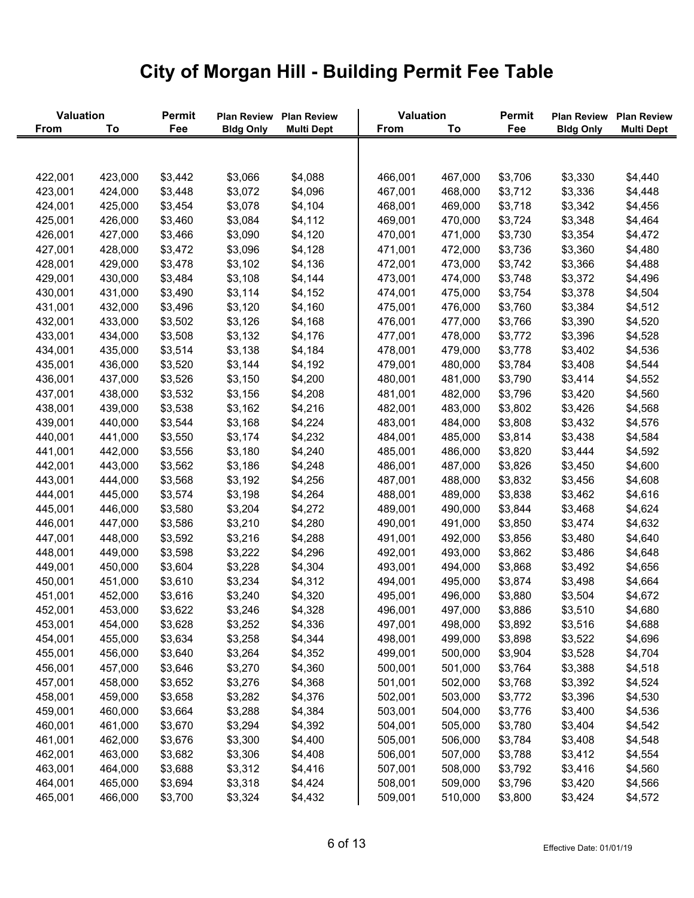# City of Morgan Hill - Building Permit Fee Table

| Valuation From | Valuation To | Permit Fee | Plan Review Bldg Only | Plan Review Multi Dept |
|---|---|---|---|---|
| 422,001 | 423,000 | $3,442 | $3,066 | $4,088 |
| 423,001 | 424,000 | $3,448 | $3,072 | $4,096 |
| 424,001 | 425,000 | $3,454 | $3,078 | $4,104 |
| 425,001 | 426,000 | $3,460 | $3,084 | $4,112 |
| 426,001 | 427,000 | $3,466 | $3,090 | $4,120 |
| 427,001 | 428,000 | $3,472 | $3,096 | $4,128 |
| 428,001 | 429,000 | $3,478 | $3,102 | $4,136 |
| 429,001 | 430,000 | $3,484 | $3,108 | $4,144 |
| 430,001 | 431,000 | $3,490 | $3,114 | $4,152 |
| 431,001 | 432,000 | $3,496 | $3,120 | $4,160 |
| 432,001 | 433,000 | $3,502 | $3,126 | $4,168 |
| 433,001 | 434,000 | $3,508 | $3,132 | $4,176 |
| 434,001 | 435,000 | $3,514 | $3,138 | $4,184 |
| 435,001 | 436,000 | $3,520 | $3,144 | $4,192 |
| 436,001 | 437,000 | $3,526 | $3,150 | $4,200 |
| 437,001 | 438,000 | $3,532 | $3,156 | $4,208 |
| 438,001 | 439,000 | $3,538 | $3,162 | $4,216 |
| 439,001 | 440,000 | $3,544 | $3,168 | $4,224 |
| 440,001 | 441,000 | $3,550 | $3,174 | $4,232 |
| 441,001 | 442,000 | $3,556 | $3,180 | $4,240 |
| 442,001 | 443,000 | $3,562 | $3,186 | $4,248 |
| 443,001 | 444,000 | $3,568 | $3,192 | $4,256 |
| 444,001 | 445,000 | $3,574 | $3,198 | $4,264 |
| 445,001 | 446,000 | $3,580 | $3,204 | $4,272 |
| 446,001 | 447,000 | $3,586 | $3,210 | $4,280 |
| 447,001 | 448,000 | $3,592 | $3,216 | $4,288 |
| 448,001 | 449,000 | $3,598 | $3,222 | $4,296 |
| 449,001 | 450,000 | $3,604 | $3,228 | $4,304 |
| 450,001 | 451,000 | $3,610 | $3,234 | $4,312 |
| 451,001 | 452,000 | $3,616 | $3,240 | $4,320 |
| 452,001 | 453,000 | $3,622 | $3,246 | $4,328 |
| 453,001 | 454,000 | $3,628 | $3,252 | $4,336 |
| 454,001 | 455,000 | $3,634 | $3,258 | $4,344 |
| 455,001 | 456,000 | $3,640 | $3,264 | $4,352 |
| 456,001 | 457,000 | $3,646 | $3,270 | $4,360 |
| 457,001 | 458,000 | $3,652 | $3,276 | $4,368 |
| 458,001 | 459,000 | $3,658 | $3,282 | $4,376 |
| 459,001 | 460,000 | $3,664 | $3,288 | $4,384 |
| 460,001 | 461,000 | $3,670 | $3,294 | $4,392 |
| 461,001 | 462,000 | $3,676 | $3,300 | $4,400 |
| 462,001 | 463,000 | $3,682 | $3,306 | $4,408 |
| 463,001 | 464,000 | $3,688 | $3,312 | $4,416 |
| 464,001 | 465,000 | $3,694 | $3,318 | $4,424 |
| 465,001 | 466,000 | $3,700 | $3,324 | $4,432 |
| 466,001 | 467,000 | $3,706 | $3,330 | $4,440 |
| 467,001 | 468,000 | $3,712 | $3,336 | $4,448 |
| 468,001 | 469,000 | $3,718 | $3,342 | $4,456 |
| 469,001 | 470,000 | $3,724 | $3,348 | $4,464 |
| 470,001 | 471,000 | $3,730 | $3,354 | $4,472 |
| 471,001 | 472,000 | $3,736 | $3,360 | $4,480 |
| 472,001 | 473,000 | $3,742 | $3,366 | $4,488 |
| 473,001 | 474,000 | $3,748 | $3,372 | $4,496 |
| 474,001 | 475,000 | $3,754 | $3,378 | $4,504 |
| 475,001 | 476,000 | $3,760 | $3,384 | $4,512 |
| 476,001 | 477,000 | $3,766 | $3,390 | $4,520 |
| 477,001 | 478,000 | $3,772 | $3,396 | $4,528 |
| 478,001 | 479,000 | $3,778 | $3,402 | $4,536 |
| 479,001 | 480,000 | $3,784 | $3,408 | $4,544 |
| 480,001 | 481,000 | $3,790 | $3,414 | $4,552 |
| 481,001 | 482,000 | $3,796 | $3,420 | $4,560 |
| 482,001 | 483,000 | $3,802 | $3,426 | $4,568 |
| 483,001 | 484,000 | $3,808 | $3,432 | $4,576 |
| 484,001 | 485,000 | $3,814 | $3,438 | $4,584 |
| 485,001 | 486,000 | $3,820 | $3,444 | $4,592 |
| 486,001 | 487,000 | $3,826 | $3,450 | $4,600 |
| 487,001 | 488,000 | $3,832 | $3,456 | $4,608 |
| 488,001 | 489,000 | $3,838 | $3,462 | $4,616 |
| 489,001 | 490,000 | $3,844 | $3,468 | $4,624 |
| 490,001 | 491,000 | $3,850 | $3,474 | $4,632 |
| 491,001 | 492,000 | $3,856 | $3,480 | $4,640 |
| 492,001 | 493,000 | $3,862 | $3,486 | $4,648 |
| 493,001 | 494,000 | $3,868 | $3,492 | $4,656 |
| 494,001 | 495,000 | $3,874 | $3,498 | $4,664 |
| 495,001 | 496,000 | $3,880 | $3,504 | $4,672 |
| 496,001 | 497,000 | $3,886 | $3,510 | $4,680 |
| 497,001 | 498,000 | $3,892 | $3,516 | $4,688 |
| 498,001 | 499,000 | $3,898 | $3,522 | $4,696 |
| 499,001 | 500,000 | $3,904 | $3,528 | $4,704 |
| 500,001 | 501,000 | $3,764 | $3,388 | $4,518 |
| 501,001 | 502,000 | $3,768 | $3,392 | $4,524 |
| 502,001 | 503,000 | $3,772 | $3,396 | $4,530 |
| 503,001 | 504,000 | $3,776 | $3,400 | $4,536 |
| 504,001 | 505,000 | $3,780 | $3,404 | $4,542 |
| 505,001 | 506,000 | $3,784 | $3,408 | $4,548 |
| 506,001 | 507,000 | $3,788 | $3,412 | $4,554 |
| 507,001 | 508,000 | $3,792 | $3,416 | $4,560 |
| 508,001 | 509,000 | $3,796 | $3,420 | $4,566 |
| 509,001 | 510,000 | $3,800 | $3,424 | $4,572 |

Effective Date: 01/01/19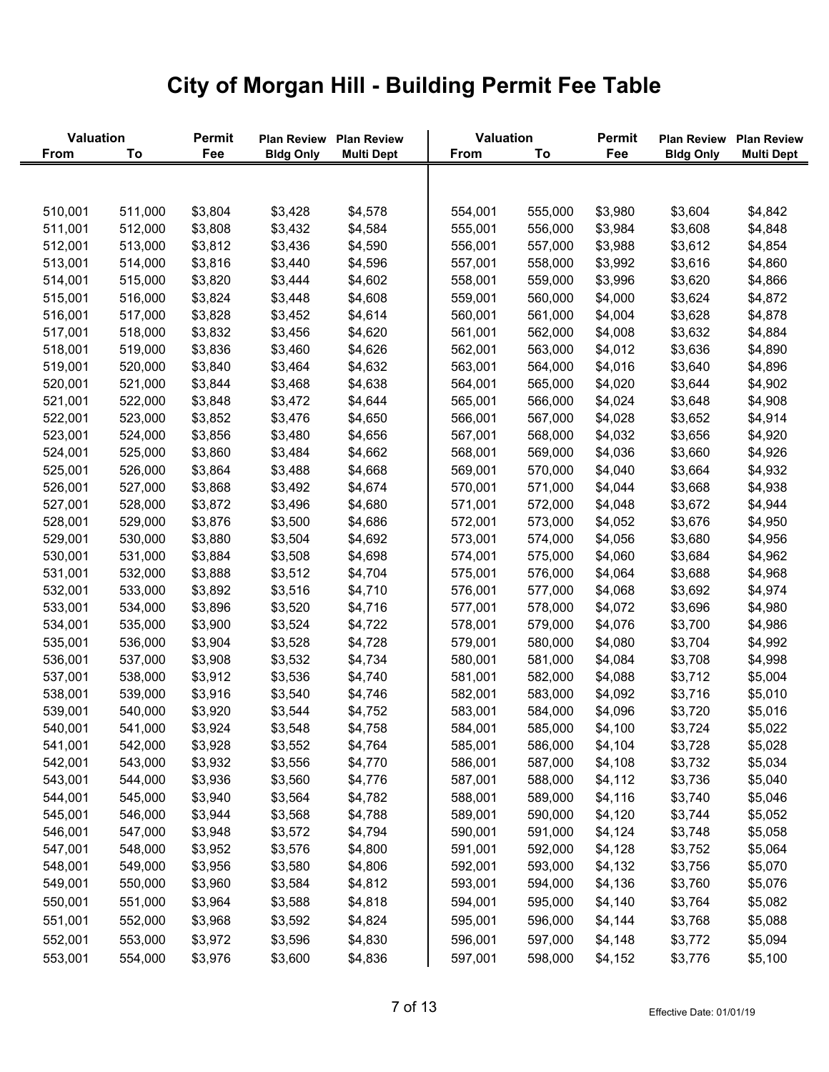# City of Morgan Hill - Building Permit Fee Table

| Valuation From | Valuation To | Permit Fee | Plan Review Bldg Only | Plan Review Multi Dept |
|---|---|---|---|---|
| 510,001 | 511,000 | $3,804 | $3,428 | $4,578 |
| 511,001 | 512,000 | $3,808 | $3,432 | $4,584 |
| 512,001 | 513,000 | $3,812 | $3,436 | $4,590 |
| 513,001 | 514,000 | $3,816 | $3,440 | $4,596 |
| 514,001 | 515,000 | $3,820 | $3,444 | $4,602 |
| 515,001 | 516,000 | $3,824 | $3,448 | $4,608 |
| 516,001 | 517,000 | $3,828 | $3,452 | $4,614 |
| 517,001 | 518,000 | $3,832 | $3,456 | $4,620 |
| 518,001 | 519,000 | $3,836 | $3,460 | $4,626 |
| 519,001 | 520,000 | $3,840 | $3,464 | $4,632 |
| 520,001 | 521,000 | $3,844 | $3,468 | $4,638 |
| 521,001 | 522,000 | $3,848 | $3,472 | $4,644 |
| 522,001 | 523,000 | $3,852 | $3,476 | $4,650 |
| 523,001 | 524,000 | $3,856 | $3,480 | $4,656 |
| 524,001 | 525,000 | $3,860 | $3,484 | $4,662 |
| 525,001 | 526,000 | $3,864 | $3,488 | $4,668 |
| 526,001 | 527,000 | $3,868 | $3,492 | $4,674 |
| 527,001 | 528,000 | $3,872 | $3,496 | $4,680 |
| 528,001 | 529,000 | $3,876 | $3,500 | $4,686 |
| 529,001 | 530,000 | $3,880 | $3,504 | $4,692 |
| 530,001 | 531,000 | $3,884 | $3,508 | $4,698 |
| 531,001 | 532,000 | $3,888 | $3,512 | $4,704 |
| 532,001 | 533,000 | $3,892 | $3,516 | $4,710 |
| 533,001 | 534,000 | $3,896 | $3,520 | $4,716 |
| 534,001 | 535,000 | $3,900 | $3,524 | $4,722 |
| 535,001 | 536,000 | $3,904 | $3,528 | $4,728 |
| 536,001 | 537,000 | $3,908 | $3,532 | $4,734 |
| 537,001 | 538,000 | $3,912 | $3,536 | $4,740 |
| 538,001 | 539,000 | $3,916 | $3,540 | $4,746 |
| 539,001 | 540,000 | $3,920 | $3,544 | $4,752 |
| 540,001 | 541,000 | $3,924 | $3,548 | $4,758 |
| 541,001 | 542,000 | $3,928 | $3,552 | $4,764 |
| 542,001 | 543,000 | $3,932 | $3,556 | $4,770 |
| 543,001 | 544,000 | $3,936 | $3,560 | $4,776 |
| 544,001 | 545,000 | $3,940 | $3,564 | $4,782 |
| 545,001 | 546,000 | $3,944 | $3,568 | $4,788 |
| 546,001 | 547,000 | $3,948 | $3,572 | $4,794 |
| 547,001 | 548,000 | $3,952 | $3,576 | $4,800 |
| 548,001 | 549,000 | $3,956 | $3,580 | $4,806 |
| 549,001 | 550,000 | $3,960 | $3,584 | $4,812 |
| 550,001 | 551,000 | $3,964 | $3,588 | $4,818 |
| 551,001 | 552,000 | $3,968 | $3,592 | $4,824 |
| 552,001 | 553,000 | $3,972 | $3,596 | $4,830 |
| 553,001 | 554,000 | $3,976 | $3,600 | $4,836 |
| 554,001 | 555,000 | $3,980 | $3,604 | $4,842 |
| 555,001 | 556,000 | $3,984 | $3,608 | $4,848 |
| 556,001 | 557,000 | $3,988 | $3,612 | $4,854 |
| 557,001 | 558,000 | $3,992 | $3,616 | $4,860 |
| 558,001 | 559,000 | $3,996 | $3,620 | $4,866 |
| 559,001 | 560,000 | $4,000 | $3,624 | $4,872 |
| 560,001 | 561,000 | $4,004 | $3,628 | $4,878 |
| 561,001 | 562,000 | $4,008 | $3,632 | $4,884 |
| 562,001 | 563,000 | $4,012 | $3,636 | $4,890 |
| 563,001 | 564,000 | $4,016 | $3,640 | $4,896 |
| 564,001 | 565,000 | $4,020 | $3,644 | $4,902 |
| 565,001 | 566,000 | $4,024 | $3,648 | $4,908 |
| 566,001 | 567,000 | $4,028 | $3,652 | $4,914 |
| 567,001 | 568,000 | $4,032 | $3,656 | $4,920 |
| 568,001 | 569,000 | $4,036 | $3,660 | $4,926 |
| 569,001 | 570,000 | $4,040 | $3,664 | $4,932 |
| 570,001 | 571,000 | $4,044 | $3,668 | $4,938 |
| 571,001 | 572,000 | $4,048 | $3,672 | $4,944 |
| 572,001 | 573,000 | $4,052 | $3,676 | $4,950 |
| 573,001 | 574,000 | $4,056 | $3,680 | $4,956 |
| 574,001 | 575,000 | $4,060 | $3,684 | $4,962 |
| 575,001 | 576,000 | $4,064 | $3,688 | $4,968 |
| 576,001 | 577,000 | $4,068 | $3,692 | $4,974 |
| 577,001 | 578,000 | $4,072 | $3,696 | $4,980 |
| 578,001 | 579,000 | $4,076 | $3,700 | $4,986 |
| 579,001 | 580,000 | $4,080 | $3,704 | $4,992 |
| 580,001 | 581,000 | $4,084 | $3,708 | $4,998 |
| 581,001 | 582,000 | $4,088 | $3,712 | $5,004 |
| 582,001 | 583,000 | $4,092 | $3,716 | $5,010 |
| 583,001 | 584,000 | $4,096 | $3,720 | $5,016 |
| 584,001 | 585,000 | $4,100 | $3,724 | $5,022 |
| 585,001 | 586,000 | $4,104 | $3,728 | $5,028 |
| 586,001 | 587,000 | $4,108 | $3,732 | $5,034 |
| 587,001 | 588,000 | $4,112 | $3,736 | $5,040 |
| 588,001 | 589,000 | $4,116 | $3,740 | $5,046 |
| 589,001 | 590,000 | $4,120 | $3,744 | $5,052 |
| 590,001 | 591,000 | $4,124 | $3,748 | $5,058 |
| 591,001 | 592,000 | $4,128 | $3,752 | $5,064 |
| 592,001 | 593,000 | $4,132 | $3,756 | $5,070 |
| 593,001 | 594,000 | $4,136 | $3,760 | $5,076 |
| 594,001 | 595,000 | $4,140 | $3,764 | $5,082 |
| 595,001 | 596,000 | $4,144 | $3,768 | $5,088 |
| 596,001 | 597,000 | $4,148 | $3,772 | $5,094 |
| 597,001 | 598,000 | $4,152 | $3,776 | $5,100 |

Effective Date: 01/01/19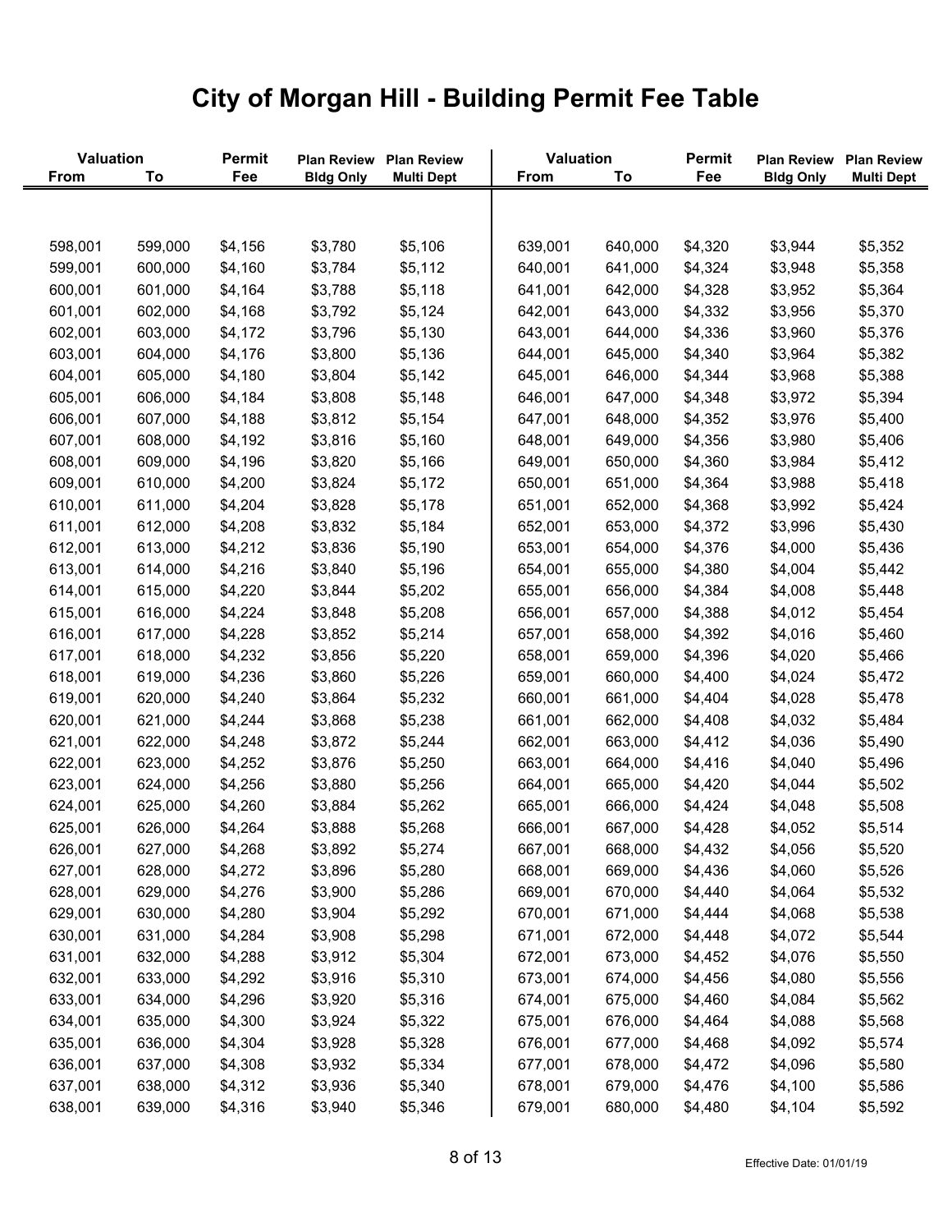# City of Morgan Hill - Building Permit Fee Table

| Valuation From | Valuation To | Permit Fee | Plan Review Bldg Only | Plan Review Multi Dept | Valuation From | Valuation To | Permit Fee | Plan Review Bldg Only | Plan Review Multi Dept |
|---|---|---|---|---|---|---|---|---|---|
| 598,001 | 599,000 | $4,156 | $3,780 | $5,106 | 639,001 | 640,000 | $4,320 | $3,944 | $5,352 |
| 599,001 | 600,000 | $4,160 | $3,784 | $5,112 | 640,001 | 641,000 | $4,324 | $3,948 | $5,358 |
| 600,001 | 601,000 | $4,164 | $3,788 | $5,118 | 641,001 | 642,000 | $4,328 | $3,952 | $5,364 |
| 601,001 | 602,000 | $4,168 | $3,792 | $5,124 | 642,001 | 643,000 | $4,332 | $3,956 | $5,370 |
| 602,001 | 603,000 | $4,172 | $3,796 | $5,130 | 643,001 | 644,000 | $4,336 | $3,960 | $5,376 |
| 603,001 | 604,000 | $4,176 | $3,800 | $5,136 | 644,001 | 645,000 | $4,340 | $3,964 | $5,382 |
| 604,001 | 605,000 | $4,180 | $3,804 | $5,142 | 645,001 | 646,000 | $4,344 | $3,968 | $5,388 |
| 605,001 | 606,000 | $4,184 | $3,808 | $5,148 | 646,001 | 647,000 | $4,348 | $3,972 | $5,394 |
| 606,001 | 607,000 | $4,188 | $3,812 | $5,154 | 647,001 | 648,000 | $4,352 | $3,976 | $5,400 |
| 607,001 | 608,000 | $4,192 | $3,816 | $5,160 | 648,001 | 649,000 | $4,356 | $3,980 | $5,406 |
| 608,001 | 609,000 | $4,196 | $3,820 | $5,166 | 649,001 | 650,000 | $4,360 | $3,984 | $5,412 |
| 609,001 | 610,000 | $4,200 | $3,824 | $5,172 | 650,001 | 651,000 | $4,364 | $3,988 | $5,418 |
| 610,001 | 611,000 | $4,204 | $3,828 | $5,178 | 651,001 | 652,000 | $4,368 | $3,992 | $5,424 |
| 611,001 | 612,000 | $4,208 | $3,832 | $5,184 | 652,001 | 653,000 | $4,372 | $3,996 | $5,430 |
| 612,001 | 613,000 | $4,212 | $3,836 | $5,190 | 653,001 | 654,000 | $4,376 | $4,000 | $5,436 |
| 613,001 | 614,000 | $4,216 | $3,840 | $5,196 | 654,001 | 655,000 | $4,380 | $4,004 | $5,442 |
| 614,001 | 615,000 | $4,220 | $3,844 | $5,202 | 655,001 | 656,000 | $4,384 | $4,008 | $5,448 |
| 615,001 | 616,000 | $4,224 | $3,848 | $5,208 | 656,001 | 657,000 | $4,388 | $4,012 | $5,454 |
| 616,001 | 617,000 | $4,228 | $3,852 | $5,214 | 657,001 | 658,000 | $4,392 | $4,016 | $5,460 |
| 617,001 | 618,000 | $4,232 | $3,856 | $5,220 | 658,001 | 659,000 | $4,396 | $4,020 | $5,466 |
| 618,001 | 619,000 | $4,236 | $3,860 | $5,226 | 659,001 | 660,000 | $4,400 | $4,024 | $5,472 |
| 619,001 | 620,000 | $4,240 | $3,864 | $5,232 | 660,001 | 661,000 | $4,404 | $4,028 | $5,478 |
| 620,001 | 621,000 | $4,244 | $3,868 | $5,238 | 661,001 | 662,000 | $4,408 | $4,032 | $5,484 |
| 621,001 | 622,000 | $4,248 | $3,872 | $5,244 | 662,001 | 663,000 | $4,412 | $4,036 | $5,490 |
| 622,001 | 623,000 | $4,252 | $3,876 | $5,250 | 663,001 | 664,000 | $4,416 | $4,040 | $5,496 |
| 623,001 | 624,000 | $4,256 | $3,880 | $5,256 | 664,001 | 665,000 | $4,420 | $4,044 | $5,502 |
| 624,001 | 625,000 | $4,260 | $3,884 | $5,262 | 665,001 | 666,000 | $4,424 | $4,048 | $5,508 |
| 625,001 | 626,000 | $4,264 | $3,888 | $5,268 | 666,001 | 667,000 | $4,428 | $4,052 | $5,514 |
| 626,001 | 627,000 | $4,268 | $3,892 | $5,274 | 667,001 | 668,000 | $4,432 | $4,056 | $5,520 |
| 627,001 | 628,000 | $4,272 | $3,896 | $5,280 | 668,001 | 669,000 | $4,436 | $4,060 | $5,526 |
| 628,001 | 629,000 | $4,276 | $3,900 | $5,286 | 669,001 | 670,000 | $4,440 | $4,064 | $5,532 |
| 629,001 | 630,000 | $4,280 | $3,904 | $5,292 | 670,001 | 671,000 | $4,444 | $4,068 | $5,538 |
| 630,001 | 631,000 | $4,284 | $3,908 | $5,298 | 671,001 | 672,000 | $4,448 | $4,072 | $5,544 |
| 631,001 | 632,000 | $4,288 | $3,912 | $5,304 | 672,001 | 673,000 | $4,452 | $4,076 | $5,550 |
| 632,001 | 633,000 | $4,292 | $3,916 | $5,310 | 673,001 | 674,000 | $4,456 | $4,080 | $5,556 |
| 633,001 | 634,000 | $4,296 | $3,920 | $5,316 | 674,001 | 675,000 | $4,460 | $4,084 | $5,562 |
| 634,001 | 635,000 | $4,300 | $3,924 | $5,322 | 675,001 | 676,000 | $4,464 | $4,088 | $5,568 |
| 635,001 | 636,000 | $4,304 | $3,928 | $5,328 | 676,001 | 677,000 | $4,468 | $4,092 | $5,574 |
| 636,001 | 637,000 | $4,308 | $3,932 | $5,334 | 677,001 | 678,000 | $4,472 | $4,096 | $5,580 |
| 637,001 | 638,000 | $4,312 | $3,936 | $5,340 | 678,001 | 679,000 | $4,476 | $4,100 | $5,586 |
| 638,001 | 639,000 | $4,316 | $3,940 | $5,346 | 679,001 | 680,000 | $4,480 | $4,104 | $5,592 |

Effective Date: 01/01/19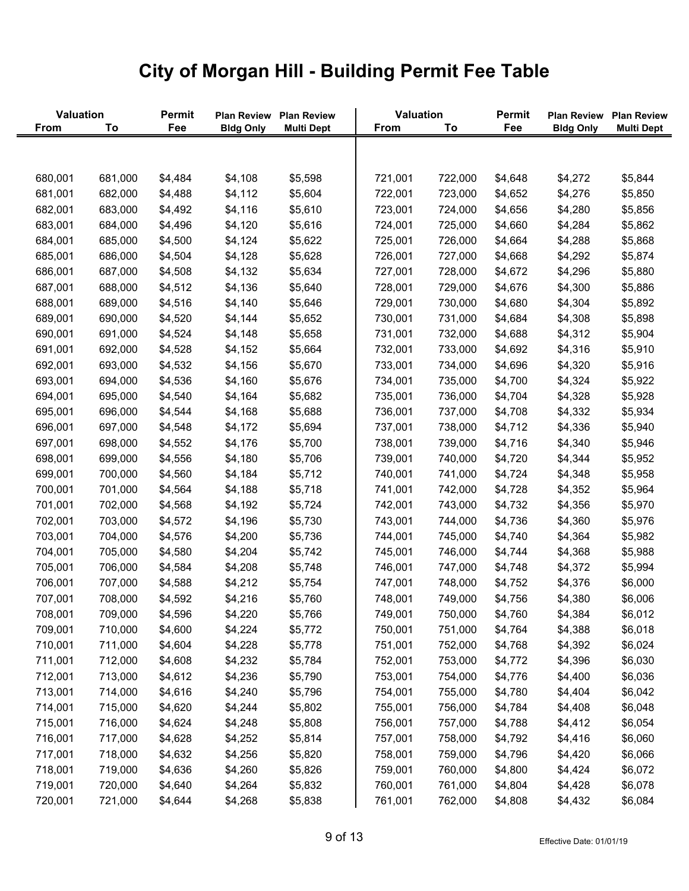# City of Morgan Hill - Building Permit Fee Table

| Valuation From | Valuation To | Permit Fee | Plan Review Bldg Only | Plan Review Multi Dept |
|---|---|---|---|---|
| 680,001 | 681,000 | $4,484 | $4,108 | $5,598 |
| 681,001 | 682,000 | $4,488 | $4,112 | $5,604 |
| 682,001 | 683,000 | $4,492 | $4,116 | $5,610 |
| 683,001 | 684,000 | $4,496 | $4,120 | $5,616 |
| 684,001 | 685,000 | $4,500 | $4,124 | $5,622 |
| 685,001 | 686,000 | $4,504 | $4,128 | $5,628 |
| 686,001 | 687,000 | $4,508 | $4,132 | $5,634 |
| 687,001 | 688,000 | $4,512 | $4,136 | $5,640 |
| 688,001 | 689,000 | $4,516 | $4,140 | $5,646 |
| 689,001 | 690,000 | $4,520 | $4,144 | $5,652 |
| 690,001 | 691,000 | $4,524 | $4,148 | $5,658 |
| 691,001 | 692,000 | $4,528 | $4,152 | $5,664 |
| 692,001 | 693,000 | $4,532 | $4,156 | $5,670 |
| 693,001 | 694,000 | $4,536 | $4,160 | $5,676 |
| 694,001 | 695,000 | $4,540 | $4,164 | $5,682 |
| 695,001 | 696,000 | $4,544 | $4,168 | $5,688 |
| 696,001 | 697,000 | $4,548 | $4,172 | $5,694 |
| 697,001 | 698,000 | $4,552 | $4,176 | $5,700 |
| 698,001 | 699,000 | $4,556 | $4,180 | $5,706 |
| 699,001 | 700,000 | $4,560 | $4,184 | $5,712 |
| 700,001 | 701,000 | $4,564 | $4,188 | $5,718 |
| 701,001 | 702,000 | $4,568 | $4,192 | $5,724 |
| 702,001 | 703,000 | $4,572 | $4,196 | $5,730 |
| 703,001 | 704,000 | $4,576 | $4,200 | $5,736 |
| 704,001 | 705,000 | $4,580 | $4,204 | $5,742 |
| 705,001 | 706,000 | $4,584 | $4,208 | $5,748 |
| 706,001 | 707,000 | $4,588 | $4,212 | $5,754 |
| 707,001 | 708,000 | $4,592 | $4,216 | $5,760 |
| 708,001 | 709,000 | $4,596 | $4,220 | $5,766 |
| 709,001 | 710,000 | $4,600 | $4,224 | $5,772 |
| 710,001 | 711,000 | $4,604 | $4,228 | $5,778 |
| 711,001 | 712,000 | $4,608 | $4,232 | $5,784 |
| 712,001 | 713,000 | $4,612 | $4,236 | $5,790 |
| 713,001 | 714,000 | $4,616 | $4,240 | $5,796 |
| 714,001 | 715,000 | $4,620 | $4,244 | $5,802 |
| 715,001 | 716,000 | $4,624 | $4,248 | $5,808 |
| 716,001 | 717,000 | $4,628 | $4,252 | $5,814 |
| 717,001 | 718,000 | $4,632 | $4,256 | $5,820 |
| 718,001 | 719,000 | $4,636 | $4,260 | $5,826 |
| 719,001 | 720,000 | $4,640 | $4,264 | $5,832 |
| 720,001 | 721,000 | $4,644 | $4,268 | $5,838 |
| 721,001 | 722,000 | $4,648 | $4,272 | $5,844 |
| 722,001 | 723,000 | $4,652 | $4,276 | $5,850 |
| 723,001 | 724,000 | $4,656 | $4,280 | $5,856 |
| 724,001 | 725,000 | $4,660 | $4,284 | $5,862 |
| 725,001 | 726,000 | $4,664 | $4,288 | $5,868 |
| 726,001 | 727,000 | $4,668 | $4,292 | $5,874 |
| 727,001 | 728,000 | $4,672 | $4,296 | $5,880 |
| 728,001 | 729,000 | $4,676 | $4,300 | $5,886 |
| 729,001 | 730,000 | $4,680 | $4,304 | $5,892 |
| 730,001 | 731,000 | $4,684 | $4,308 | $5,898 |
| 731,001 | 732,000 | $4,688 | $4,312 | $5,904 |
| 732,001 | 733,000 | $4,692 | $4,316 | $5,910 |
| 733,001 | 734,000 | $4,696 | $4,320 | $5,916 |
| 734,001 | 735,000 | $4,700 | $4,324 | $5,922 |
| 735,001 | 736,000 | $4,704 | $4,328 | $5,928 |
| 736,001 | 737,000 | $4,708 | $4,332 | $5,934 |
| 737,001 | 738,000 | $4,712 | $4,336 | $5,940 |
| 738,001 | 739,000 | $4,716 | $4,340 | $5,946 |
| 739,001 | 740,000 | $4,720 | $4,344 | $5,952 |
| 740,001 | 741,000 | $4,724 | $4,348 | $5,958 |
| 741,001 | 742,000 | $4,728 | $4,352 | $5,964 |
| 742,001 | 743,000 | $4,732 | $4,356 | $5,970 |
| 743,001 | 744,000 | $4,736 | $4,360 | $5,976 |
| 744,001 | 745,000 | $4,740 | $4,364 | $5,982 |
| 745,001 | 746,000 | $4,744 | $4,368 | $5,988 |
| 746,001 | 747,000 | $4,748 | $4,372 | $5,994 |
| 747,001 | 748,000 | $4,752 | $4,376 | $6,000 |
| 748,001 | 749,000 | $4,756 | $4,380 | $6,006 |
| 749,001 | 750,000 | $4,760 | $4,384 | $6,012 |
| 750,001 | 751,000 | $4,764 | $4,388 | $6,018 |
| 751,001 | 752,000 | $4,768 | $4,392 | $6,024 |
| 752,001 | 753,000 | $4,772 | $4,396 | $6,030 |
| 753,001 | 754,000 | $4,776 | $4,400 | $6,036 |
| 754,001 | 755,000 | $4,780 | $4,404 | $6,042 |
| 755,001 | 756,000 | $4,784 | $4,408 | $6,048 |
| 756,001 | 757,000 | $4,788 | $4,412 | $6,054 |
| 757,001 | 758,000 | $4,792 | $4,416 | $6,060 |
| 758,001 | 759,000 | $4,796 | $4,420 | $6,066 |
| 759,001 | 760,000 | $4,800 | $4,424 | $6,072 |
| 760,001 | 761,000 | $4,804 | $4,428 | $6,078 |
| 761,001 | 762,000 | $4,808 | $4,432 | $6,084 |

Effective Date: 01/01/19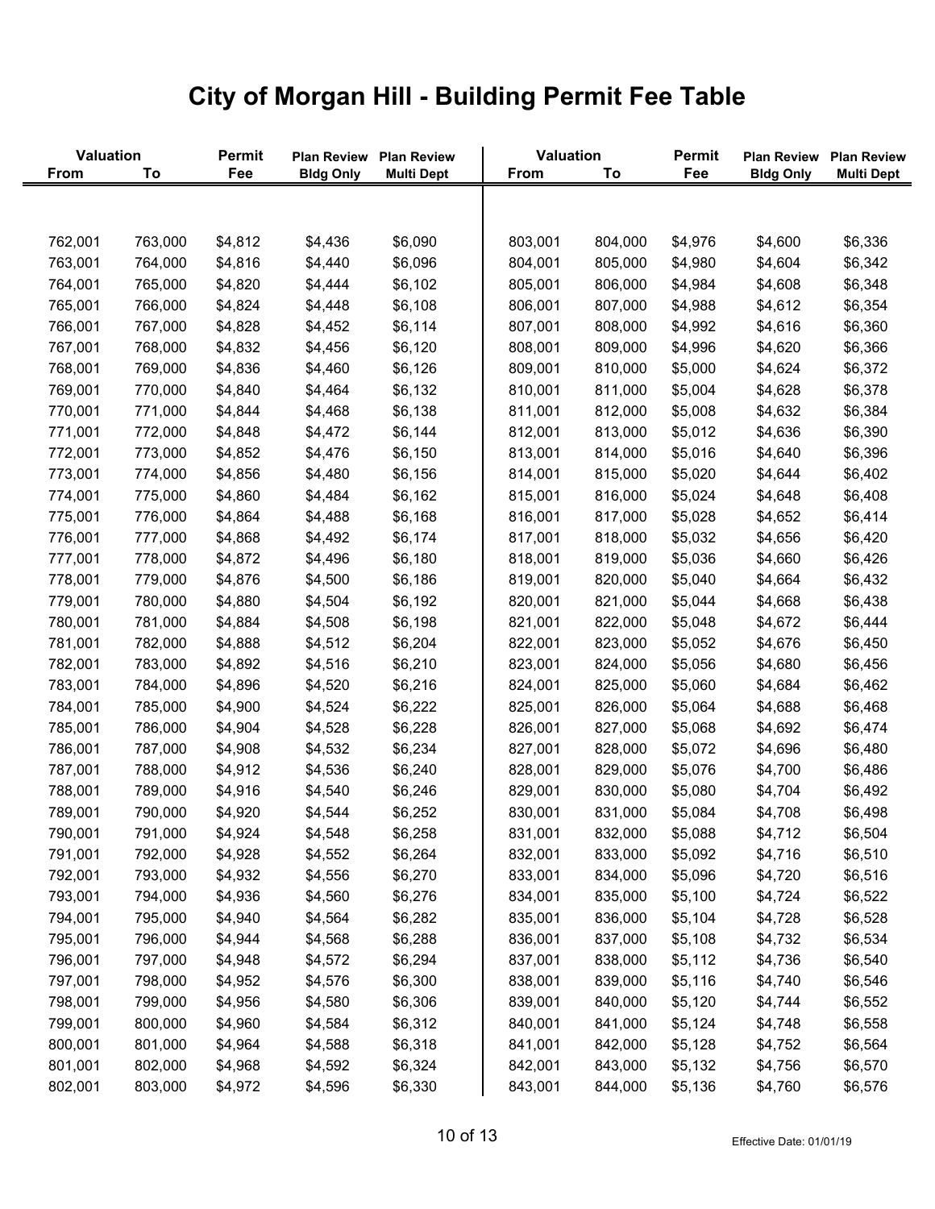# City of Morgan Hill - Building Permit Fee Table

| Valuation From | Valuation To | Permit Fee | Plan Review Bldg Only | Plan Review Multi Dept | Valuation From | Valuation To | Permit Fee | Plan Review Bldg Only | Plan Review Multi Dept |
|---|---|---|---|---|---|---|---|---|---|
| 762,001 | 763,000 | $4,812 | $4,436 | $6,090 | 803,001 | 804,000 | $4,976 | $4,600 | $6,336 |
| 763,001 | 764,000 | $4,816 | $4,440 | $6,096 | 804,001 | 805,000 | $4,980 | $4,604 | $6,342 |
| 764,001 | 765,000 | $4,820 | $4,444 | $6,102 | 805,001 | 806,000 | $4,984 | $4,608 | $6,348 |
| 765,001 | 766,000 | $4,824 | $4,448 | $6,108 | 806,001 | 807,000 | $4,988 | $4,612 | $6,354 |
| 766,001 | 767,000 | $4,828 | $4,452 | $6,114 | 807,001 | 808,000 | $4,992 | $4,616 | $6,360 |
| 767,001 | 768,000 | $4,832 | $4,456 | $6,120 | 808,001 | 809,000 | $4,996 | $4,620 | $6,366 |
| 768,001 | 769,000 | $4,836 | $4,460 | $6,126 | 809,001 | 810,000 | $5,000 | $4,624 | $6,372 |
| 769,001 | 770,000 | $4,840 | $4,464 | $6,132 | 810,001 | 811,000 | $5,004 | $4,628 | $6,378 |
| 770,001 | 771,000 | $4,844 | $4,468 | $6,138 | 811,001 | 812,000 | $5,008 | $4,632 | $6,384 |
| 771,001 | 772,000 | $4,848 | $4,472 | $6,144 | 812,001 | 813,000 | $5,012 | $4,636 | $6,390 |
| 772,001 | 773,000 | $4,852 | $4,476 | $6,150 | 813,001 | 814,000 | $5,016 | $4,640 | $6,396 |
| 773,001 | 774,000 | $4,856 | $4,480 | $6,156 | 814,001 | 815,000 | $5,020 | $4,644 | $6,402 |
| 774,001 | 775,000 | $4,860 | $4,484 | $6,162 | 815,001 | 816,000 | $5,024 | $4,648 | $6,408 |
| 775,001 | 776,000 | $4,864 | $4,488 | $6,168 | 816,001 | 817,000 | $5,028 | $4,652 | $6,414 |
| 776,001 | 777,000 | $4,868 | $4,492 | $6,174 | 817,001 | 818,000 | $5,032 | $4,656 | $6,420 |
| 777,001 | 778,000 | $4,872 | $4,496 | $6,180 | 818,001 | 819,000 | $5,036 | $4,660 | $6,426 |
| 778,001 | 779,000 | $4,876 | $4,500 | $6,186 | 819,001 | 820,000 | $5,040 | $4,664 | $6,432 |
| 779,001 | 780,000 | $4,880 | $4,504 | $6,192 | 820,001 | 821,000 | $5,044 | $4,668 | $6,438 |
| 780,001 | 781,000 | $4,884 | $4,508 | $6,198 | 821,001 | 822,000 | $5,048 | $4,672 | $6,444 |
| 781,001 | 782,000 | $4,888 | $4,512 | $6,204 | 822,001 | 823,000 | $5,052 | $4,676 | $6,450 |
| 782,001 | 783,000 | $4,892 | $4,516 | $6,210 | 823,001 | 824,000 | $5,056 | $4,680 | $6,456 |
| 783,001 | 784,000 | $4,896 | $4,520 | $6,216 | 824,001 | 825,000 | $5,060 | $4,684 | $6,462 |
| 784,001 | 785,000 | $4,900 | $4,524 | $6,222 | 825,001 | 826,000 | $5,064 | $4,688 | $6,468 |
| 785,001 | 786,000 | $4,904 | $4,528 | $6,228 | 826,001 | 827,000 | $5,068 | $4,692 | $6,474 |
| 786,001 | 787,000 | $4,908 | $4,532 | $6,234 | 827,001 | 828,000 | $5,072 | $4,696 | $6,480 |
| 787,001 | 788,000 | $4,912 | $4,536 | $6,240 | 828,001 | 829,000 | $5,076 | $4,700 | $6,486 |
| 788,001 | 789,000 | $4,916 | $4,540 | $6,246 | 829,001 | 830,000 | $5,080 | $4,704 | $6,492 |
| 789,001 | 790,000 | $4,920 | $4,544 | $6,252 | 830,001 | 831,000 | $5,084 | $4,708 | $6,498 |
| 790,001 | 791,000 | $4,924 | $4,548 | $6,258 | 831,001 | 832,000 | $5,088 | $4,712 | $6,504 |
| 791,001 | 792,000 | $4,928 | $4,552 | $6,264 | 832,001 | 833,000 | $5,092 | $4,716 | $6,510 |
| 792,001 | 793,000 | $4,932 | $4,556 | $6,270 | 833,001 | 834,000 | $5,096 | $4,720 | $6,516 |
| 793,001 | 794,000 | $4,936 | $4,560 | $6,276 | 834,001 | 835,000 | $5,100 | $4,724 | $6,522 |
| 794,001 | 795,000 | $4,940 | $4,564 | $6,282 | 835,001 | 836,000 | $5,104 | $4,728 | $6,528 |
| 795,001 | 796,000 | $4,944 | $4,568 | $6,288 | 836,001 | 837,000 | $5,108 | $4,732 | $6,534 |
| 796,001 | 797,000 | $4,948 | $4,572 | $6,294 | 837,001 | 838,000 | $5,112 | $4,736 | $6,540 |
| 797,001 | 798,000 | $4,952 | $4,576 | $6,300 | 838,001 | 839,000 | $5,116 | $4,740 | $6,546 |
| 798,001 | 799,000 | $4,956 | $4,580 | $6,306 | 839,001 | 840,000 | $5,120 | $4,744 | $6,552 |
| 799,001 | 800,000 | $4,960 | $4,584 | $6,312 | 840,001 | 841,000 | $5,124 | $4,748 | $6,558 |
| 800,001 | 801,000 | $4,964 | $4,588 | $6,318 | 841,001 | 842,000 | $5,128 | $4,752 | $6,564 |
| 801,001 | 802,000 | $4,968 | $4,592 | $6,324 | 842,001 | 843,000 | $5,132 | $4,756 | $6,570 |
| 802,001 | 803,000 | $4,972 | $4,596 | $6,330 | 843,001 | 844,000 | $5,136 | $4,760 | $6,576 |

Effective Date: 01/01/19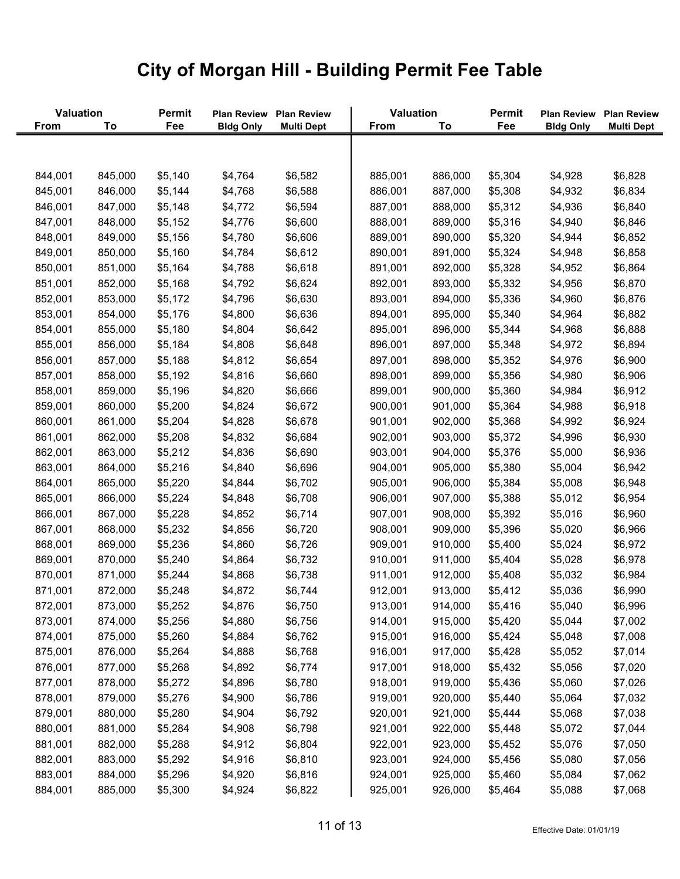# City of Morgan Hill - Building Permit Fee Table

| Valuation From | Valuation To | Permit Fee | Plan Review Bldg Only | Plan Review Multi Dept |
|---|---|---|---|---|
| 844,001 | 845,000 | $5,140 | $4,764 | $6,582 |
| 845,001 | 846,000 | $5,144 | $4,768 | $6,588 |
| 846,001 | 847,000 | $5,148 | $4,772 | $6,594 |
| 847,001 | 848,000 | $5,152 | $4,776 | $6,600 |
| 848,001 | 849,000 | $5,156 | $4,780 | $6,606 |
| 849,001 | 850,000 | $5,160 | $4,784 | $6,612 |
| 850,001 | 851,000 | $5,164 | $4,788 | $6,618 |
| 851,001 | 852,000 | $5,168 | $4,792 | $6,624 |
| 852,001 | 853,000 | $5,172 | $4,796 | $6,630 |
| 853,001 | 854,000 | $5,176 | $4,800 | $6,636 |
| 854,001 | 855,000 | $5,180 | $4,804 | $6,642 |
| 855,001 | 856,000 | $5,184 | $4,808 | $6,648 |
| 856,001 | 857,000 | $5,188 | $4,812 | $6,654 |
| 857,001 | 858,000 | $5,192 | $4,816 | $6,660 |
| 858,001 | 859,000 | $5,196 | $4,820 | $6,666 |
| 859,001 | 860,000 | $5,200 | $4,824 | $6,672 |
| 860,001 | 861,000 | $5,204 | $4,828 | $6,678 |
| 861,001 | 862,000 | $5,208 | $4,832 | $6,684 |
| 862,001 | 863,000 | $5,212 | $4,836 | $6,690 |
| 863,001 | 864,000 | $5,216 | $4,840 | $6,696 |
| 864,001 | 865,000 | $5,220 | $4,844 | $6,702 |
| 865,001 | 866,000 | $5,224 | $4,848 | $6,708 |
| 866,001 | 867,000 | $5,228 | $4,852 | $6,714 |
| 867,001 | 868,000 | $5,232 | $4,856 | $6,720 |
| 868,001 | 869,000 | $5,236 | $4,860 | $6,726 |
| 869,001 | 870,000 | $5,240 | $4,864 | $6,732 |
| 870,001 | 871,000 | $5,244 | $4,868 | $6,738 |
| 871,001 | 872,000 | $5,248 | $4,872 | $6,744 |
| 872,001 | 873,000 | $5,252 | $4,876 | $6,750 |
| 873,001 | 874,000 | $5,256 | $4,880 | $6,756 |
| 874,001 | 875,000 | $5,260 | $4,884 | $6,762 |
| 875,001 | 876,000 | $5,264 | $4,888 | $6,768 |
| 876,001 | 877,000 | $5,268 | $4,892 | $6,774 |
| 877,001 | 878,000 | $5,272 | $4,896 | $6,780 |
| 878,001 | 879,000 | $5,276 | $4,900 | $6,786 |
| 879,001 | 880,000 | $5,280 | $4,904 | $6,792 |
| 880,001 | 881,000 | $5,284 | $4,908 | $6,798 |
| 881,001 | 882,000 | $5,288 | $4,912 | $6,804 |
| 882,001 | 883,000 | $5,292 | $4,916 | $6,810 |
| 883,001 | 884,000 | $5,296 | $4,920 | $6,816 |
| 884,001 | 885,000 | $5,300 | $4,924 | $6,822 |
| 885,001 | 886,000 | $5,304 | $4,928 | $6,828 |
| 886,001 | 887,000 | $5,308 | $4,932 | $6,834 |
| 887,001 | 888,000 | $5,312 | $4,936 | $6,840 |
| 888,001 | 889,000 | $5,316 | $4,940 | $6,846 |
| 889,001 | 890,000 | $5,320 | $4,944 | $6,852 |
| 890,001 | 891,000 | $5,324 | $4,948 | $6,858 |
| 891,001 | 892,000 | $5,328 | $4,952 | $6,864 |
| 892,001 | 893,000 | $5,332 | $4,956 | $6,870 |
| 893,001 | 894,000 | $5,336 | $4,960 | $6,876 |
| 894,001 | 895,000 | $5,340 | $4,964 | $6,882 |
| 895,001 | 896,000 | $5,344 | $4,968 | $6,888 |
| 896,001 | 897,000 | $5,348 | $4,972 | $6,894 |
| 897,001 | 898,000 | $5,352 | $4,976 | $6,900 |
| 898,001 | 899,000 | $5,356 | $4,980 | $6,906 |
| 899,001 | 900,000 | $5,360 | $4,984 | $6,912 |
| 900,001 | 901,000 | $5,364 | $4,988 | $6,918 |
| 901,001 | 902,000 | $5,368 | $4,992 | $6,924 |
| 902,001 | 903,000 | $5,372 | $4,996 | $6,930 |
| 903,001 | 904,000 | $5,376 | $5,000 | $6,936 |
| 904,001 | 905,000 | $5,380 | $5,004 | $6,942 |
| 905,001 | 906,000 | $5,384 | $5,008 | $6,948 |
| 906,001 | 907,000 | $5,388 | $5,012 | $6,954 |
| 907,001 | 908,000 | $5,392 | $5,016 | $6,960 |
| 908,001 | 909,000 | $5,396 | $5,020 | $6,966 |
| 909,001 | 910,000 | $5,400 | $5,024 | $6,972 |
| 910,001 | 911,000 | $5,404 | $5,028 | $6,978 |
| 911,001 | 912,000 | $5,408 | $5,032 | $6,984 |
| 912,001 | 913,000 | $5,412 | $5,036 | $6,990 |
| 913,001 | 914,000 | $5,416 | $5,040 | $6,996 |
| 914,001 | 915,000 | $5,420 | $5,044 | $7,002 |
| 915,001 | 916,000 | $5,424 | $5,048 | $7,008 |
| 916,001 | 917,000 | $5,428 | $5,052 | $7,014 |
| 917,001 | 918,000 | $5,432 | $5,056 | $7,020 |
| 918,001 | 919,000 | $5,436 | $5,060 | $7,026 |
| 919,001 | 920,000 | $5,440 | $5,064 | $7,032 |
| 920,001 | 921,000 | $5,444 | $5,068 | $7,038 |
| 921,001 | 922,000 | $5,448 | $5,072 | $7,044 |
| 922,001 | 923,000 | $5,452 | $5,076 | $7,050 |
| 923,001 | 924,000 | $5,456 | $5,080 | $7,056 |
| 924,001 | 925,000 | $5,460 | $5,084 | $7,062 |
| 925,001 | 926,000 | $5,464 | $5,088 | $7,068 |

Effective Date: 01/01/19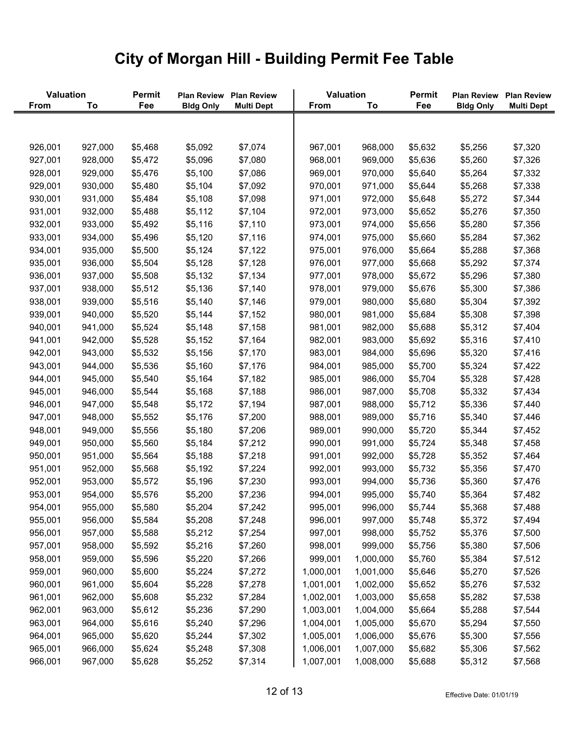# City of Morgan Hill - Building Permit Fee Table

| Valuation From | Valuation To | Permit Fee | Plan Review Bldg Only | Plan Review Multi Dept |
|---|---|---|---|---|
| 926,001 | 927,000 | $5,468 | $5,092 | $7,074 |
| 927,001 | 928,000 | $5,472 | $5,096 | $7,080 |
| 928,001 | 929,000 | $5,476 | $5,100 | $7,086 |
| 929,001 | 930,000 | $5,480 | $5,104 | $7,092 |
| 930,001 | 931,000 | $5,484 | $5,108 | $7,098 |
| 931,001 | 932,000 | $5,488 | $5,112 | $7,104 |
| 932,001 | 933,000 | $5,492 | $5,116 | $7,110 |
| 933,001 | 934,000 | $5,496 | $5,120 | $7,116 |
| 934,001 | 935,000 | $5,500 | $5,124 | $7,122 |
| 935,001 | 936,000 | $5,504 | $5,128 | $7,128 |
| 936,001 | 937,000 | $5,508 | $5,132 | $7,134 |
| 937,001 | 938,000 | $5,512 | $5,136 | $7,140 |
| 938,001 | 939,000 | $5,516 | $5,140 | $7,146 |
| 939,001 | 940,000 | $5,520 | $5,144 | $7,152 |
| 940,001 | 941,000 | $5,524 | $5,148 | $7,158 |
| 941,001 | 942,000 | $5,528 | $5,152 | $7,164 |
| 942,001 | 943,000 | $5,532 | $5,156 | $7,170 |
| 943,001 | 944,000 | $5,536 | $5,160 | $7,176 |
| 944,001 | 945,000 | $5,540 | $5,164 | $7,182 |
| 945,001 | 946,000 | $5,544 | $5,168 | $7,188 |
| 946,001 | 947,000 | $5,548 | $5,172 | $7,194 |
| 947,001 | 948,000 | $5,552 | $5,176 | $7,200 |
| 948,001 | 949,000 | $5,556 | $5,180 | $7,206 |
| 949,001 | 950,000 | $5,560 | $5,184 | $7,212 |
| 950,001 | 951,000 | $5,564 | $5,188 | $7,218 |
| 951,001 | 952,000 | $5,568 | $5,192 | $7,224 |
| 952,001 | 953,000 | $5,572 | $5,196 | $7,230 |
| 953,001 | 954,000 | $5,576 | $5,200 | $7,236 |
| 954,001 | 955,000 | $5,580 | $5,204 | $7,242 |
| 955,001 | 956,000 | $5,584 | $5,208 | $7,248 |
| 956,001 | 957,000 | $5,588 | $5,212 | $7,254 |
| 957,001 | 958,000 | $5,592 | $5,216 | $7,260 |
| 958,001 | 959,000 | $5,596 | $5,220 | $7,266 |
| 959,001 | 960,000 | $5,600 | $5,224 | $7,272 |
| 960,001 | 961,000 | $5,604 | $5,228 | $7,278 |
| 961,001 | 962,000 | $5,608 | $5,232 | $7,284 |
| 962,001 | 963,000 | $5,612 | $5,236 | $7,290 |
| 963,001 | 964,000 | $5,616 | $5,240 | $7,296 |
| 964,001 | 965,000 | $5,620 | $5,244 | $7,302 |
| 965,001 | 966,000 | $5,624 | $5,248 | $7,308 |
| 966,001 | 967,000 | $5,628 | $5,252 | $7,314 |
| 967,001 | 968,000 | $5,632 | $5,256 | $7,320 |
| 968,001 | 969,000 | $5,636 | $5,260 | $7,326 |
| 969,001 | 970,000 | $5,640 | $5,264 | $7,332 |
| 970,001 | 971,000 | $5,644 | $5,268 | $7,338 |
| 971,001 | 972,000 | $5,648 | $5,272 | $7,344 |
| 972,001 | 973,000 | $5,652 | $5,276 | $7,350 |
| 973,001 | 974,000 | $5,656 | $5,280 | $7,356 |
| 974,001 | 975,000 | $5,660 | $5,284 | $7,362 |
| 975,001 | 976,000 | $5,664 | $5,288 | $7,368 |
| 976,001 | 977,000 | $5,668 | $5,292 | $7,374 |
| 977,001 | 978,000 | $5,672 | $5,296 | $7,380 |
| 978,001 | 979,000 | $5,676 | $5,300 | $7,386 |
| 979,001 | 980,000 | $5,680 | $5,304 | $7,392 |
| 980,001 | 981,000 | $5,684 | $5,308 | $7,398 |
| 981,001 | 982,000 | $5,688 | $5,312 | $7,404 |
| 982,001 | 983,000 | $5,692 | $5,316 | $7,410 |
| 983,001 | 984,000 | $5,696 | $5,320 | $7,416 |
| 984,001 | 985,000 | $5,700 | $5,324 | $7,422 |
| 985,001 | 986,000 | $5,704 | $5,328 | $7,428 |
| 986,001 | 987,000 | $5,708 | $5,332 | $7,434 |
| 987,001 | 988,000 | $5,712 | $5,336 | $7,440 |
| 988,001 | 989,000 | $5,716 | $5,340 | $7,446 |
| 989,001 | 990,000 | $5,720 | $5,344 | $7,452 |
| 990,001 | 991,000 | $5,724 | $5,348 | $7,458 |
| 991,001 | 992,000 | $5,728 | $5,352 | $7,464 |
| 992,001 | 993,000 | $5,732 | $5,356 | $7,470 |
| 993,001 | 994,000 | $5,736 | $5,360 | $7,476 |
| 994,001 | 995,000 | $5,740 | $5,364 | $7,482 |
| 995,001 | 996,000 | $5,744 | $5,368 | $7,488 |
| 996,001 | 997,000 | $5,748 | $5,372 | $7,494 |
| 997,001 | 998,000 | $5,752 | $5,376 | $7,500 |
| 998,001 | 999,000 | $5,756 | $5,380 | $7,506 |
| 999,001 | 1,000,000 | $5,760 | $5,384 | $7,512 |
| 1,000,001 | 1,001,000 | $5,646 | $5,270 | $7,526 |
| 1,001,001 | 1,002,000 | $5,652 | $5,276 | $7,532 |
| 1,002,001 | 1,003,000 | $5,658 | $5,282 | $7,538 |
| 1,003,001 | 1,004,000 | $5,664 | $5,288 | $7,544 |
| 1,004,001 | 1,005,000 | $5,670 | $5,294 | $7,550 |
| 1,005,001 | 1,006,000 | $5,676 | $5,300 | $7,556 |
| 1,006,001 | 1,007,000 | $5,682 | $5,306 | $7,562 |
| 1,007,001 | 1,008,000 | $5,688 | $5,312 | $7,568 |

Effective Date: 01/01/19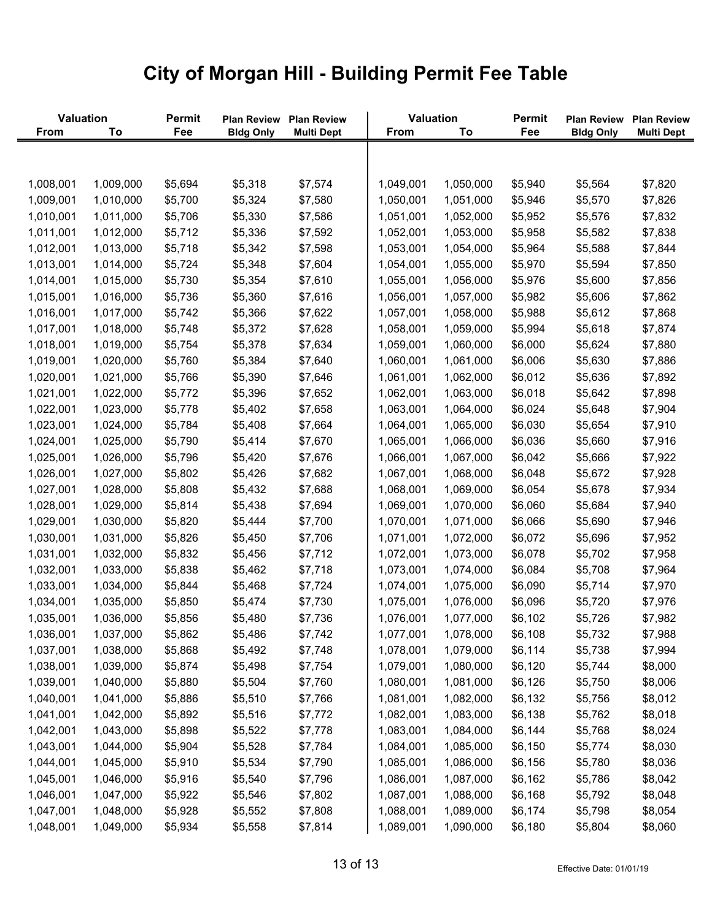# City of Morgan Hill - Building Permit Fee Table

| Valuation From | Valuation To | Permit Fee | Plan Review Bldg Only | Plan Review Multi Dept | Valuation From | Valuation To | Permit Fee | Plan Review Bldg Only | Plan Review Multi Dept |
|---|---|---|---|---|---|---|---|---|---|
| 1,008,001 | 1,009,000 | $5,694 | $5,318 | $7,574 | 1,049,001 | 1,050,000 | $5,940 | $5,564 | $7,820 |
| 1,009,001 | 1,010,000 | $5,700 | $5,324 | $7,580 | 1,050,001 | 1,051,000 | $5,946 | $5,570 | $7,826 |
| 1,010,001 | 1,011,000 | $5,706 | $5,330 | $7,586 | 1,051,001 | 1,052,000 | $5,952 | $5,576 | $7,832 |
| 1,011,001 | 1,012,000 | $5,712 | $5,336 | $7,592 | 1,052,001 | 1,053,000 | $5,958 | $5,582 | $7,838 |
| 1,012,001 | 1,013,000 | $5,718 | $5,342 | $7,598 | 1,053,001 | 1,054,000 | $5,964 | $5,588 | $7,844 |
| 1,013,001 | 1,014,000 | $5,724 | $5,348 | $7,604 | 1,054,001 | 1,055,000 | $5,970 | $5,594 | $7,850 |
| 1,014,001 | 1,015,000 | $5,730 | $5,354 | $7,610 | 1,055,001 | 1,056,000 | $5,976 | $5,600 | $7,856 |
| 1,015,001 | 1,016,000 | $5,736 | $5,360 | $7,616 | 1,056,001 | 1,057,000 | $5,982 | $5,606 | $7,862 |
| 1,016,001 | 1,017,000 | $5,742 | $5,366 | $7,622 | 1,057,001 | 1,058,000 | $5,988 | $5,612 | $7,868 |
| 1,017,001 | 1,018,000 | $5,748 | $5,372 | $7,628 | 1,058,001 | 1,059,000 | $5,994 | $5,618 | $7,874 |
| 1,018,001 | 1,019,000 | $5,754 | $5,378 | $7,634 | 1,059,001 | 1,060,000 | $6,000 | $5,624 | $7,880 |
| 1,019,001 | 1,020,000 | $5,760 | $5,384 | $7,640 | 1,060,001 | 1,061,000 | $6,006 | $5,630 | $7,886 |
| 1,020,001 | 1,021,000 | $5,766 | $5,390 | $7,646 | 1,061,001 | 1,062,000 | $6,012 | $5,636 | $7,892 |
| 1,021,001 | 1,022,000 | $5,772 | $5,396 | $7,652 | 1,062,001 | 1,063,000 | $6,018 | $5,642 | $7,898 |
| 1,022,001 | 1,023,000 | $5,778 | $5,402 | $7,658 | 1,063,001 | 1,064,000 | $6,024 | $5,648 | $7,904 |
| 1,023,001 | 1,024,000 | $5,784 | $5,408 | $7,664 | 1,064,001 | 1,065,000 | $6,030 | $5,654 | $7,910 |
| 1,024,001 | 1,025,000 | $5,790 | $5,414 | $7,670 | 1,065,001 | 1,066,000 | $6,036 | $5,660 | $7,916 |
| 1,025,001 | 1,026,000 | $5,796 | $5,420 | $7,676 | 1,066,001 | 1,067,000 | $6,042 | $5,666 | $7,922 |
| 1,026,001 | 1,027,000 | $5,802 | $5,426 | $7,682 | 1,067,001 | 1,068,000 | $6,048 | $5,672 | $7,928 |
| 1,027,001 | 1,028,000 | $5,808 | $5,432 | $7,688 | 1,068,001 | 1,069,000 | $6,054 | $5,678 | $7,934 |
| 1,028,001 | 1,029,000 | $5,814 | $5,438 | $7,694 | 1,069,001 | 1,070,000 | $6,060 | $5,684 | $7,940 |
| 1,029,001 | 1,030,000 | $5,820 | $5,444 | $7,700 | 1,070,001 | 1,071,000 | $6,066 | $5,690 | $7,946 |
| 1,030,001 | 1,031,000 | $5,826 | $5,450 | $7,706 | 1,071,001 | 1,072,000 | $6,072 | $5,696 | $7,952 |
| 1,031,001 | 1,032,000 | $5,832 | $5,456 | $7,712 | 1,072,001 | 1,073,000 | $6,078 | $5,702 | $7,958 |
| 1,032,001 | 1,033,000 | $5,838 | $5,462 | $7,718 | 1,073,001 | 1,074,000 | $6,084 | $5,708 | $7,964 |
| 1,033,001 | 1,034,000 | $5,844 | $5,468 | $7,724 | 1,074,001 | 1,075,000 | $6,090 | $5,714 | $7,970 |
| 1,034,001 | 1,035,000 | $5,850 | $5,474 | $7,730 | 1,075,001 | 1,076,000 | $6,096 | $5,720 | $7,976 |
| 1,035,001 | 1,036,000 | $5,856 | $5,480 | $7,736 | 1,076,001 | 1,077,000 | $6,102 | $5,726 | $7,982 |
| 1,036,001 | 1,037,000 | $5,862 | $5,486 | $7,742 | 1,077,001 | 1,078,000 | $6,108 | $5,732 | $7,988 |
| 1,037,001 | 1,038,000 | $5,868 | $5,492 | $7,748 | 1,078,001 | 1,079,000 | $6,114 | $5,738 | $7,994 |
| 1,038,001 | 1,039,000 | $5,874 | $5,498 | $7,754 | 1,079,001 | 1,080,000 | $6,120 | $5,744 | $8,000 |
| 1,039,001 | 1,040,000 | $5,880 | $5,504 | $7,760 | 1,080,001 | 1,081,000 | $6,126 | $5,750 | $8,006 |
| 1,040,001 | 1,041,000 | $5,886 | $5,510 | $7,766 | 1,081,001 | 1,082,000 | $6,132 | $5,756 | $8,012 |
| 1,041,001 | 1,042,000 | $5,892 | $5,516 | $7,772 | 1,082,001 | 1,083,000 | $6,138 | $5,762 | $8,018 |
| 1,042,001 | 1,043,000 | $5,898 | $5,522 | $7,778 | 1,083,001 | 1,084,000 | $6,144 | $5,768 | $8,024 |
| 1,043,001 | 1,044,000 | $5,904 | $5,528 | $7,784 | 1,084,001 | 1,085,000 | $6,150 | $5,774 | $8,030 |
| 1,044,001 | 1,045,000 | $5,910 | $5,534 | $7,790 | 1,085,001 | 1,086,000 | $6,156 | $5,780 | $8,036 |
| 1,045,001 | 1,046,000 | $5,916 | $5,540 | $7,796 | 1,086,001 | 1,087,000 | $6,162 | $5,786 | $8,042 |
| 1,046,001 | 1,047,000 | $5,922 | $5,546 | $7,802 | 1,087,001 | 1,088,000 | $6,168 | $5,792 | $8,048 |
| 1,047,001 | 1,048,000 | $5,928 | $5,552 | $7,808 | 1,088,001 | 1,089,000 | $6,174 | $5,798 | $8,054 |
| 1,048,001 | 1,049,000 | $5,934 | $5,558 | $7,814 | 1,089,001 | 1,090,000 | $6,180 | $5,804 | $8,060 |

Effective Date: 01/01/19